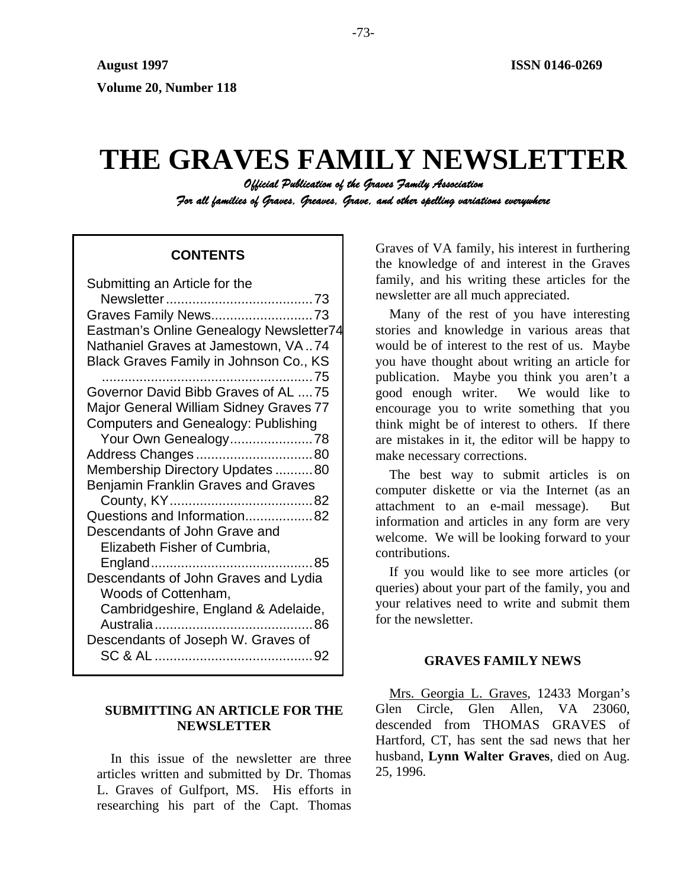August 1997 ISSN 0146-0269

Volume 20, Number 118

# THE GRAVES FAMILY NEWSLETTER

*Official Publication of the Graves Family Association*

*For all families of Graves, Greaves, Grave, and other spelling variations everywhere*

**CONTENTS**

| | |
|---|---|
| Submitting an Article for the Newsletter | 73 |
| Graves Family News | 73 |
| Eastman's Online Genealogy Newsletter | 74 |
| Nathaniel Graves at Jamestown, VA | 74 |
| Black Graves Family in Johnson Co., KS | 75 |
| Governor David Bibb Graves of AL | 75 |
| Major General William Sidney Graves | 77 |
| Computers and Genealogy: Publishing Your Own Genealogy | 78 |
| Address Changes | 80 |
| Membership Directory Updates | 80 |
| Benjamin Franklin Graves and Graves County, KY | 82 |
| Questions and Information | 82 |
| Descendants of John Grave and Elizabeth Fisher of Cumbria, England | 85 |
| Descendants of John Graves and Lydia Woods of Cottenham, Cambridgeshire, England & Adelaide, Australia | 86 |
| Descendants of Joseph W. Graves of SC & AL | 92 |

## SUBMITTING AN ARTICLE FOR THE NEWSLETTER

In this issue of the newsletter are three articles written and submitted by Dr. Thomas L. Graves of Gulfport, MS. His efforts in researching his part of the Capt. Thomas Graves of VA family, his interest in furthering the knowledge of and interest in the Graves family, and his writing these articles for the newsletter are all much appreciated.

Many of the rest of you have interesting stories and knowledge in various areas that would be of interest to the rest of us. Maybe you have thought about writing an article for publication. Maybe you think you aren't a good enough writer. We would like to encourage you to write something that you think might be of interest to others. If there are mistakes in it, the editor will be happy to make necessary corrections.

The best way to submit articles is on computer diskette or via the Internet (as an attachment to an e-mail message). But information and articles in any form are very welcome. We will be looking forward to your contributions.

If you would like to see more articles (or queries) about your part of the family, you and your relatives need to write and submit them for the newsletter.

## GRAVES FAMILY NEWS

Mrs. Georgia L. Graves, 12433 Morgan's Glen Circle, Glen Allen, VA 23060, descended from THOMAS GRAVES of Hartford, CT, has sent the sad news that her husband, **Lynn Walter Graves**, died on Aug. 25, 1996.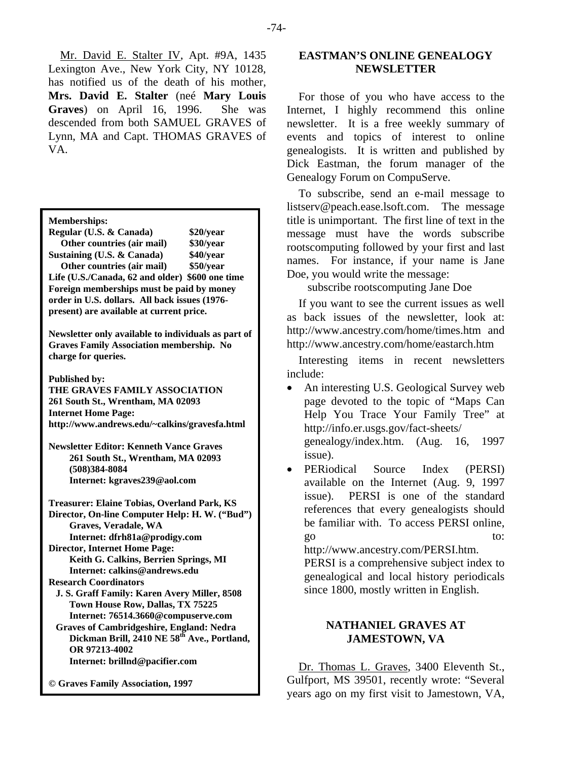Mr. David E. Stalter IV, Apt. #9A, 1435 Lexington Ave., New York City, NY 10128, has notified us of the death of his mother, **Mrs. David E. Stalter** (neé **Mary Louis Graves**) on April 16, 1996. She was descended from both SAMUEL GRAVES of Lynn, MA and Capt. THOMAS GRAVES of VA.

**Memberships:**

| | |
|---|---|
| **Regular (U.S. & Canada)** | **$20/year** |
| **Other countries (air mail)** | **$30/year** |
| **Sustaining (U.S. & Canada)** | **$40/year** |
| **Other countries (air mail)** | **$50/year** |
| **Life (U.S./Canada, 62 and older)** | **$600 one time** |

**Foreign memberships must be paid by money order in U.S. dollars. All back issues (1976-present) are available at current price.**

**Newsletter only available to individuals as part of Graves Family Association membership. No charge for queries.**

**Published by:**
**THE GRAVES FAMILY ASSOCIATION**
**261 South St., Wrentham, MA 02093**
**Internet Home Page:**
**http://www.andrews.edu/~calkins/gravesfa.html**

**Newsletter Editor: Kenneth Vance Graves**
**261 South St., Wrentham, MA 02093**
**(508)384-8084**
**Internet: kgraves239@aol.com**

**Treasurer: Elaine Tobias, Overland Park, KS**
**Director, On-line Computer Help: H. W. ("Bud") Graves, Veradale, WA**
**Internet: dfrh81a@prodigy.com**
**Director, Internet Home Page:**
**Keith G. Calkins, Berrien Springs, MI**
**Internet: calkins@andrews.edu**
**Research Coordinators**
**J. S. Graff Family: Karen Avery Miller, 8508 Town House Row, Dallas, TX 75225**
**Internet: 76514.3660@compuserve.com**
**Graves of Cambridgeshire, England: Nedra Dickman Brill, 2410 NE 58th Ave., Portland, OR 97213-4002**
**Internet: brillnd@pacifier.com**

**© Graves Family Association, 1997**

## EASTMAN'S ONLINE GENEALOGY NEWSLETTER

For those of you who have access to the Internet, I highly recommend this online newsletter. It is a free weekly summary of events and topics of interest to online genealogists. It is written and published by Dick Eastman, the forum manager of the Genealogy Forum on CompuServe.

To subscribe, send an e-mail message to listserv@peach.ease.lsoft.com. The message title is unimportant. The first line of text in the message must have the words subscribe rootscomputing followed by your first and last names. For instance, if your name is Jane Doe, you would write the message:

subscribe rootscomputing Jane Doe

If you want to see the current issues as well as back issues of the newsletter, look at: http://www.ancestry.com/home/times.htm and http://www.ancestry.com/home/eastarch.htm

Interesting items in recent newsletters include:

- An interesting U.S. Geological Survey web page devoted to the topic of "Maps Can Help You Trace Your Family Tree" at http://info.er.usgs.gov/fact-sheets/genealogy/index.htm. (Aug. 16, 1997 issue).
- PERiodical Source Index (PERSI) available on the Internet (Aug. 9, 1997 issue). PERSI is one of the standard references that every genealogists should be familiar with. To access PERSI online, go to: http://www.ancestry.com/PERSI.htm. PERSI is a comprehensive subject index to genealogical and local history periodicals since 1800, mostly written in English.

## NATHANIEL GRAVES AT JAMESTOWN, VA

Dr. Thomas L. Graves, 3400 Eleventh St., Gulfport, MS 39501, recently wrote: "Several years ago on my first visit to Jamestown, VA,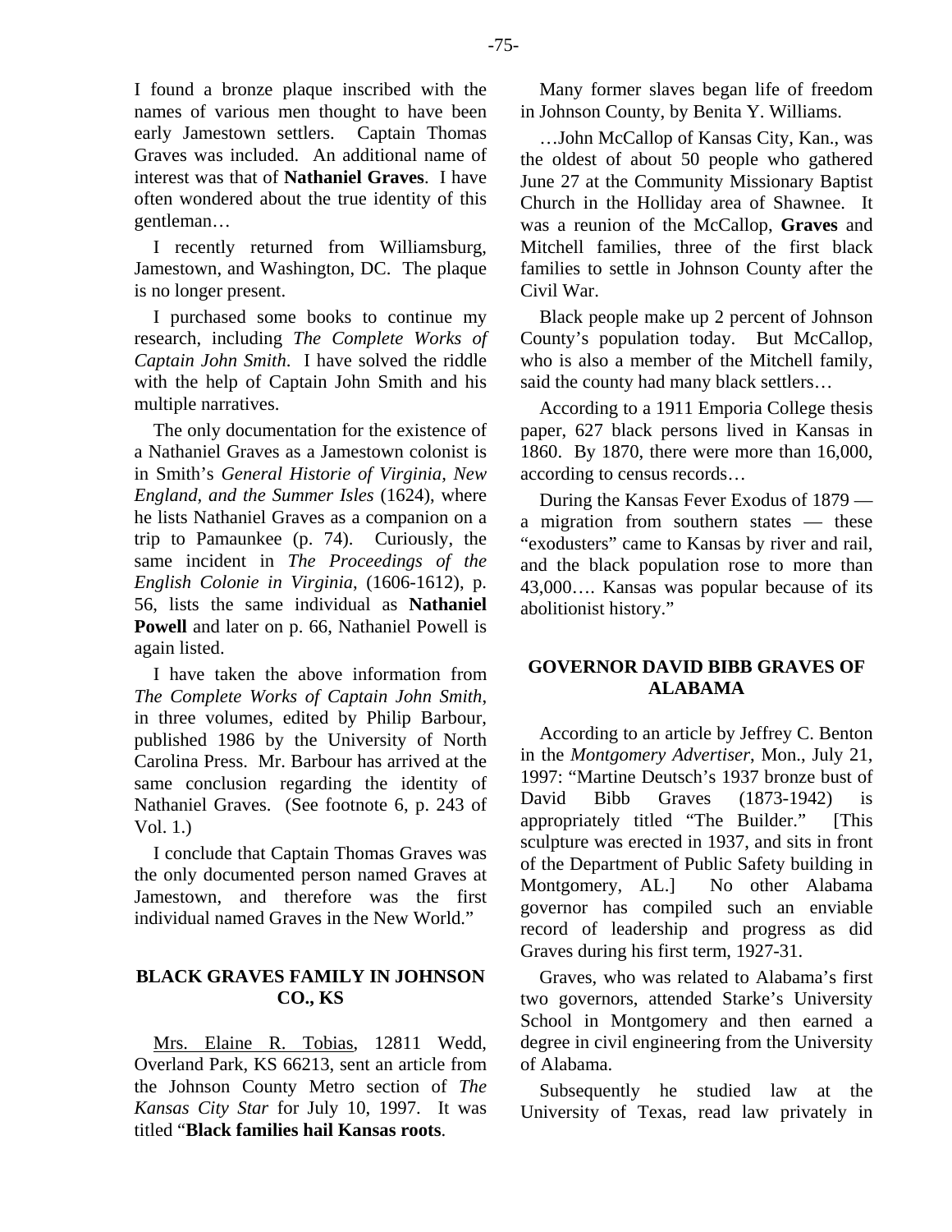I found a bronze plaque inscribed with the names of various men thought to have been early Jamestown settlers. Captain Thomas Graves was included. An additional name of interest was that of **Nathaniel Graves**. I have often wondered about the true identity of this gentleman…

I recently returned from Williamsburg, Jamestown, and Washington, DC. The plaque is no longer present.

I purchased some books to continue my research, including *The Complete Works of Captain John Smith*. I have solved the riddle with the help of Captain John Smith and his multiple narratives.

The only documentation for the existence of a Nathaniel Graves as a Jamestown colonist is in Smith's *General Historie of Virginia, New England, and the Summer Isles* (1624), where he lists Nathaniel Graves as a companion on a trip to Pamaunkee (p. 74). Curiously, the same incident in *The Proceedings of the English Colonie in Virginia*, (1606-1612), p. 56, lists the same individual as **Nathaniel Powell** and later on p. 66, Nathaniel Powell is again listed.

I have taken the above information from *The Complete Works of Captain John Smith*, in three volumes, edited by Philip Barbour, published 1986 by the University of North Carolina Press. Mr. Barbour has arrived at the same conclusion regarding the identity of Nathaniel Graves. (See footnote 6, p. 243 of Vol. 1.)

I conclude that Captain Thomas Graves was the only documented person named Graves at Jamestown, and therefore was the first individual named Graves in the New World."

## BLACK GRAVES FAMILY IN JOHNSON CO., KS

Mrs. Elaine R. Tobias, 12811 Wedd, Overland Park, KS 66213, sent an article from the Johnson County Metro section of *The Kansas City Star* for July 10, 1997. It was titled "**Black families hail Kansas roots**.

Many former slaves began life of freedom in Johnson County, by Benita Y. Williams.

…John McCallop of Kansas City, Kan., was the oldest of about 50 people who gathered June 27 at the Community Missionary Baptist Church in the Holliday area of Shawnee. It was a reunion of the McCallop, **Graves** and Mitchell families, three of the first black families to settle in Johnson County after the Civil War.

Black people make up 2 percent of Johnson County's population today. But McCallop, who is also a member of the Mitchell family, said the county had many black settlers…

According to a 1911 Emporia College thesis paper, 627 black persons lived in Kansas in 1860. By 1870, there were more than 16,000, according to census records…

During the Kansas Fever Exodus of 1879 — a migration from southern states — these "exodusters" came to Kansas by river and rail, and the black population rose to more than 43,000…. Kansas was popular because of its abolitionist history."

## GOVERNOR DAVID BIBB GRAVES OF ALABAMA

According to an article by Jeffrey C. Benton in the *Montgomery Advertiser*, Mon., July 21, 1997: "Martine Deutsch's 1937 bronze bust of David Bibb Graves (1873-1942) is appropriately titled "The Builder." [This sculpture was erected in 1937, and sits in front of the Department of Public Safety building in Montgomery, AL.] No other Alabama governor has compiled such an enviable record of leadership and progress as did Graves during his first term, 1927-31.

Graves, who was related to Alabama's first two governors, attended Starke's University School in Montgomery and then earned a degree in civil engineering from the University of Alabama.

Subsequently he studied law at the University of Texas, read law privately in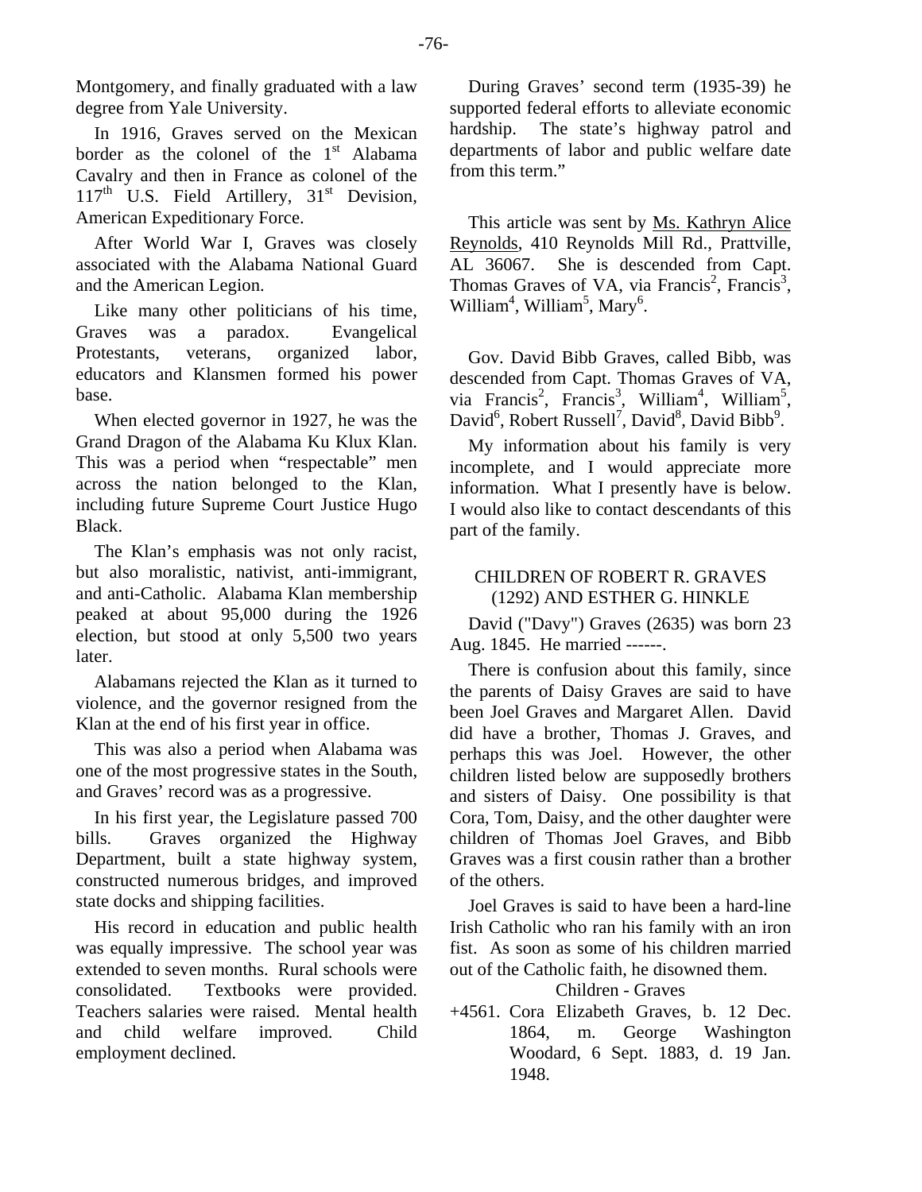Montgomery, and finally graduated with a law degree from Yale University.

In 1916, Graves served on the Mexican border as the colonel of the 1st Alabama Cavalry and then in France as colonel of the 117th U.S. Field Artillery, 31st Devision, American Expeditionary Force.

After World War I, Graves was closely associated with the Alabama National Guard and the American Legion.

Like many other politicians of his time, Graves was a paradox. Evangelical Protestants, veterans, organized labor, educators and Klansmen formed his power base.

When elected governor in 1927, he was the Grand Dragon of the Alabama Ku Klux Klan. This was a period when "respectable" men across the nation belonged to the Klan, including future Supreme Court Justice Hugo Black.

The Klan's emphasis was not only racist, but also moralistic, nativist, anti-immigrant, and anti-Catholic. Alabama Klan membership peaked at about 95,000 during the 1926 election, but stood at only 5,500 two years later.

Alabamans rejected the Klan as it turned to violence, and the governor resigned from the Klan at the end of his first year in office.

This was also a period when Alabama was one of the most progressive states in the South, and Graves' record was as a progressive.

In his first year, the Legislature passed 700 bills. Graves organized the Highway Department, built a state highway system, constructed numerous bridges, and improved state docks and shipping facilities.

His record in education and public health was equally impressive. The school year was extended to seven months. Rural schools were consolidated. Textbooks were provided. Teachers salaries were raised. Mental health and child welfare improved. Child employment declined.

During Graves' second term (1935-39) he supported federal efforts to alleviate economic hardship. The state's highway patrol and departments of labor and public welfare date from this term."

This article was sent by Ms. Kathryn Alice Reynolds, 410 Reynolds Mill Rd., Prattville, AL 36067. She is descended from Capt. Thomas Graves of VA, via Francis$^2$, Francis$^3$, William$^4$, William$^5$, Mary$^6$.

Gov. David Bibb Graves, called Bibb, was descended from Capt. Thomas Graves of VA, via Francis$^2$, Francis$^3$, William$^4$, William$^5$, David$^6$, Robert Russell$^7$, David$^8$, David Bibb$^9$.

My information about his family is very incomplete, and I would appreciate more information. What I presently have is below. I would also like to contact descendants of this part of the family.

## CHILDREN OF ROBERT R. GRAVES (1292) AND ESTHER G. HINKLE

David ("Davy") Graves (2635) was born 23 Aug. 1845. He married ------.

There is confusion about this family, since the parents of Daisy Graves are said to have been Joel Graves and Margaret Allen. David did have a brother, Thomas J. Graves, and perhaps this was Joel. However, the other children listed below are supposedly brothers and sisters of Daisy. One possibility is that Cora, Tom, Daisy, and the other daughter were children of Thomas Joel Graves, and Bibb Graves was a first cousin rather than a brother of the others.

Joel Graves is said to have been a hard-line Irish Catholic who ran his family with an iron fist. As soon as some of his children married out of the Catholic faith, he disowned them.

Children - Graves

+4561. Cora Elizabeth Graves, b. 12 Dec. 1864, m. George Washington Woodard, 6 Sept. 1883, d. 19 Jan. 1948.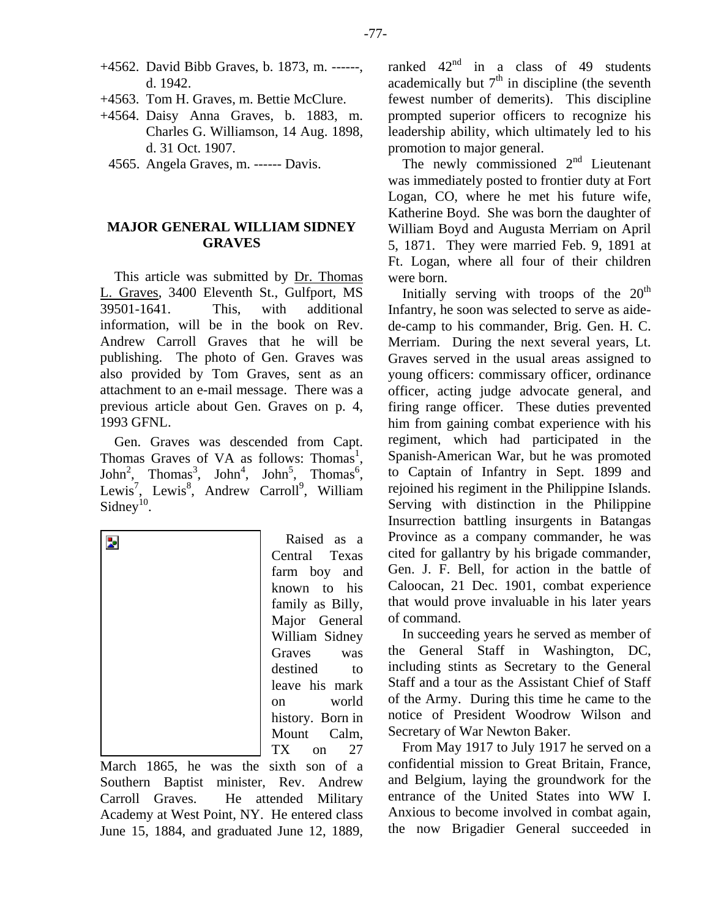+4562. David Bibb Graves, b. 1873, m. ------, d. 1942.

+4563. Tom H. Graves, m. Bettie McClure.

+4564. Daisy Anna Graves, b. 1883, m. Charles G. Williamson, 14 Aug. 1898, d. 31 Oct. 1907.

4565. Angela Graves, m. ------ Davis.

## MAJOR GENERAL WILLIAM SIDNEY GRAVES

This article was submitted by Dr. Thomas L. Graves, 3400 Eleventh St., Gulfport, MS 39501-1641. This, with additional information, will be in the book on Rev. Andrew Carroll Graves that he will be publishing. The photo of Gen. Graves was also provided by Tom Graves, sent as an attachment to an e-mail message. There was a previous article about Gen. Graves on p. 4, 1993 GFNL.

Gen. Graves was descended from Capt. Thomas Graves of VA as follows: Thomas[1], John[2], Thomas[3], John[4], John[5], Thomas[6], Lewis[7], Lewis[8], Andrew Carroll[9], William Sidney[10].

Raised as a Central Texas farm boy and known to his family as Billy, Major General William Sidney Graves was destined to leave his mark on world history. Born in Mount Calm, TX on 27 March 1865, he was the sixth son of a Southern Baptist minister, Rev. Andrew Carroll Graves. He attended Military Academy at West Point, NY. He entered class June 15, 1884, and graduated June 12, 1889, ranked 42nd in a class of 49 students academically but 7th in discipline (the seventh fewest number of demerits). This discipline prompted superior officers to recognize his leadership ability, which ultimately led to his promotion to major general.

The newly commissioned 2nd Lieutenant was immediately posted to frontier duty at Fort Logan, CO, where he met his future wife, Katherine Boyd. She was born the daughter of William Boyd and Augusta Merriam on April 5, 1871. They were married Feb. 9, 1891 at Ft. Logan, where all four of their children were born.

Initially serving with troops of the 20th Infantry, he soon was selected to serve as aide-de-camp to his commander, Brig. Gen. H. C. Merriam. During the next several years, Lt. Graves served in the usual areas assigned to young officers: commissary officer, ordinance officer, acting judge advocate general, and firing range officer. These duties prevented him from gaining combat experience with his regiment, which had participated in the Spanish-American War, but he was promoted to Captain of Infantry in Sept. 1899 and rejoined his regiment in the Philippine Islands. Serving with distinction in the Philippine Insurrection battling insurgents in Batangas Province as a company commander, he was cited for gallantry by his brigade commander, Gen. J. F. Bell, for action in the battle of Caloocan, 21 Dec. 1901, combat experience that would prove invaluable in his later years of command.

In succeeding years he served as member of the General Staff in Washington, DC, including stints as Secretary to the General Staff and a tour as the Assistant Chief of Staff of the Army. During this time he came to the notice of President Woodrow Wilson and Secretary of War Newton Baker.

From May 1917 to July 1917 he served on a confidential mission to Great Britain, France, and Belgium, laying the groundwork for the entrance of the United States into WW I. Anxious to become involved in combat again, the now Brigadier General succeeded in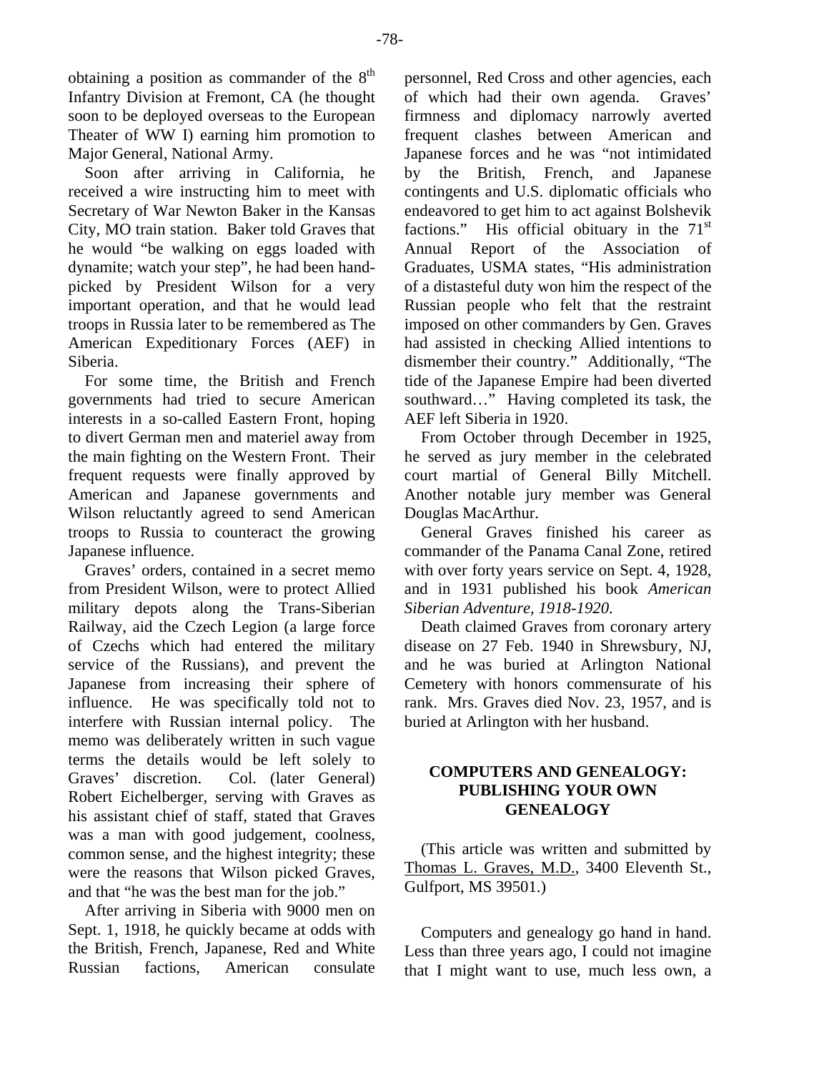obtaining a position as commander of the 8th Infantry Division at Fremont, CA (he thought soon to be deployed overseas to the European Theater of WW I) earning him promotion to Major General, National Army.

Soon after arriving in California, he received a wire instructing him to meet with Secretary of War Newton Baker in the Kansas City, MO train station. Baker told Graves that he would "be walking on eggs loaded with dynamite; watch your step", he had been hand-picked by President Wilson for a very important operation, and that he would lead troops in Russia later to be remembered as The American Expeditionary Forces (AEF) in Siberia.

For some time, the British and French governments had tried to secure American interests in a so-called Eastern Front, hoping to divert German men and materiel away from the main fighting on the Western Front. Their frequent requests were finally approved by American and Japanese governments and Wilson reluctantly agreed to send American troops to Russia to counteract the growing Japanese influence.

Graves' orders, contained in a secret memo from President Wilson, were to protect Allied military depots along the Trans-Siberian Railway, aid the Czech Legion (a large force of Czechs which had entered the military service of the Russians), and prevent the Japanese from increasing their sphere of influence. He was specifically told not to interfere with Russian internal policy. The memo was deliberately written in such vague terms the details would be left solely to Graves' discretion. Col. (later General) Robert Eichelberger, serving with Graves as his assistant chief of staff, stated that Graves was a man with good judgement, coolness, common sense, and the highest integrity; these were the reasons that Wilson picked Graves, and that "he was the best man for the job."

After arriving in Siberia with 9000 men on Sept. 1, 1918, he quickly became at odds with the British, French, Japanese, Red and White Russian factions, American consulate personnel, Red Cross and other agencies, each of which had their own agenda. Graves' firmness and diplomacy narrowly averted frequent clashes between American and Japanese forces and he was "not intimidated by the British, French, and Japanese contingents and U.S. diplomatic officials who endeavored to get him to act against Bolshevik factions." His official obituary in the 71st Annual Report of the Association of Graduates, USMA states, "His administration of a distasteful duty won him the respect of the Russian people who felt that the restraint imposed on other commanders by Gen. Graves had assisted in checking Allied intentions to dismember their country." Additionally, "The tide of the Japanese Empire had been diverted southward…" Having completed its task, the AEF left Siberia in 1920.

From October through December in 1925, he served as jury member in the celebrated court martial of General Billy Mitchell. Another notable jury member was General Douglas MacArthur.

General Graves finished his career as commander of the Panama Canal Zone, retired with over forty years service on Sept. 4, 1928, and in 1931 published his book *American Siberian Adventure, 1918-1920*.

Death claimed Graves from coronary artery disease on 27 Feb. 1940 in Shrewsbury, NJ, and he was buried at Arlington National Cemetery with honors commensurate of his rank. Mrs. Graves died Nov. 23, 1957, and is buried at Arlington with her husband.

## COMPUTERS AND GENEALOGY: PUBLISHING YOUR OWN GENEALOGY

(This article was written and submitted by Thomas L. Graves, M.D., 3400 Eleventh St., Gulfport, MS 39501.)

Computers and genealogy go hand in hand. Less than three years ago, I could not imagine that I might want to use, much less own, a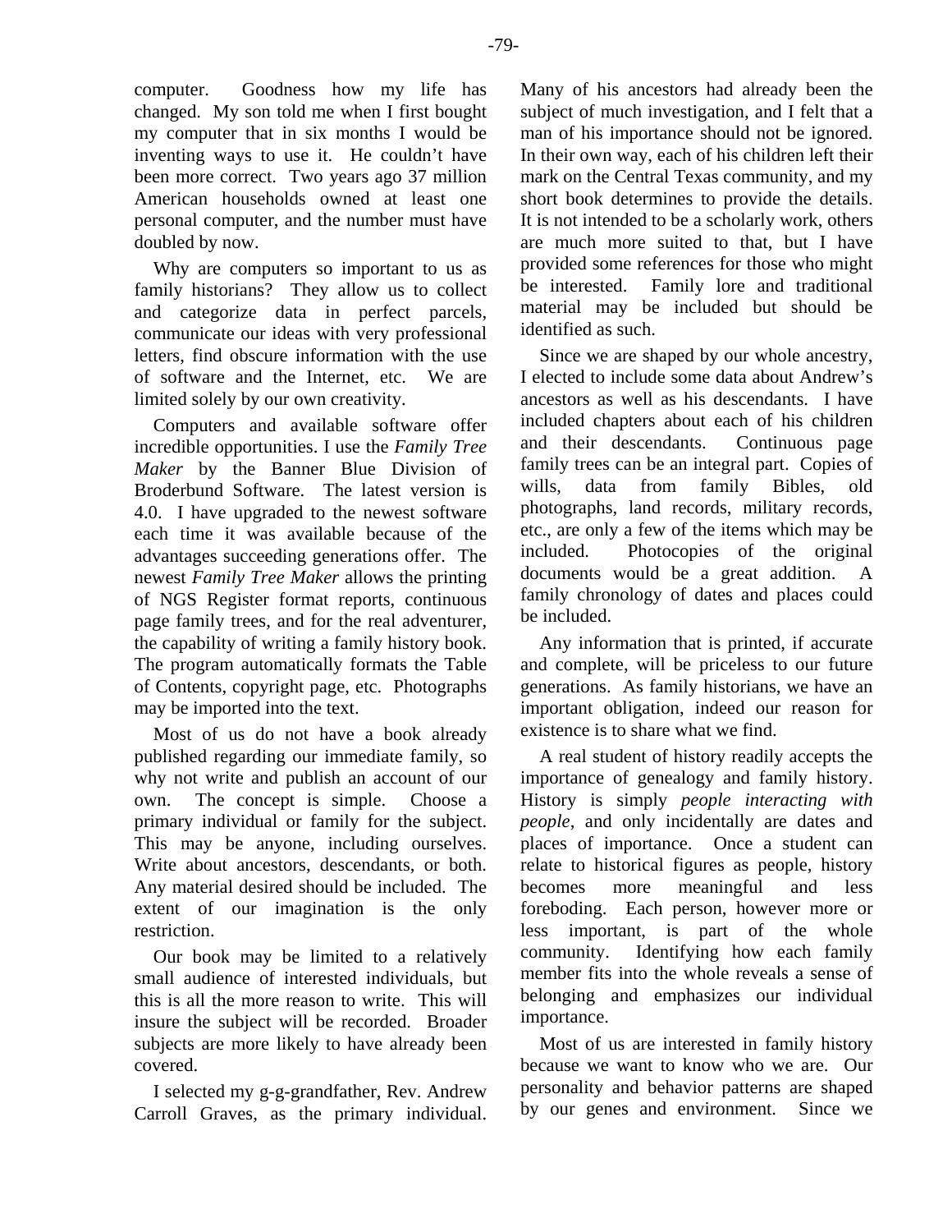computer. Goodness how my life has changed. My son told me when I first bought my computer that in six months I would be inventing ways to use it. He couldn't have been more correct. Two years ago 37 million American households owned at least one personal computer, and the number must have doubled by now.

Why are computers so important to us as family historians? They allow us to collect and categorize data in perfect parcels, communicate our ideas with very professional letters, find obscure information with the use of software and the Internet, etc. We are limited solely by our own creativity.

Computers and available software offer incredible opportunities. I use the *Family Tree Maker* by the Banner Blue Division of Broderbund Software. The latest version is 4.0. I have upgraded to the newest software each time it was available because of the advantages succeeding generations offer. The newest *Family Tree Maker* allows the printing of NGS Register format reports, continuous page family trees, and for the real adventurer, the capability of writing a family history book. The program automatically formats the Table of Contents, copyright page, etc. Photographs may be imported into the text.

Most of us do not have a book already published regarding our immediate family, so why not write and publish an account of our own. The concept is simple. Choose a primary individual or family for the subject. This may be anyone, including ourselves. Write about ancestors, descendants, or both. Any material desired should be included. The extent of our imagination is the only restriction.

Our book may be limited to a relatively small audience of interested individuals, but this is all the more reason to write. This will insure the subject will be recorded. Broader subjects are more likely to have already been covered.

I selected my g-g-grandfather, Rev. Andrew Carroll Graves, as the primary individual. Many of his ancestors had already been the subject of much investigation, and I felt that a man of his importance should not be ignored. In their own way, each of his children left their mark on the Central Texas community, and my short book determines to provide the details. It is not intended to be a scholarly work, others are much more suited to that, but I have provided some references for those who might be interested. Family lore and traditional material may be included but should be identified as such.

Since we are shaped by our whole ancestry, I elected to include some data about Andrew's ancestors as well as his descendants. I have included chapters about each of his children and their descendants. Continuous page family trees can be an integral part. Copies of wills, data from family Bibles, old photographs, land records, military records, etc., are only a few of the items which may be included. Photocopies of the original documents would be a great addition. A family chronology of dates and places could be included.

Any information that is printed, if accurate and complete, will be priceless to our future generations. As family historians, we have an important obligation, indeed our reason for existence is to share what we find.

A real student of history readily accepts the importance of genealogy and family history. History is simply *people interacting with people*, and only incidentally are dates and places of importance. Once a student can relate to historical figures as people, history becomes more meaningful and less foreboding. Each person, however more or less important, is part of the whole community. Identifying how each family member fits into the whole reveals a sense of belonging and emphasizes our individual importance.

Most of us are interested in family history because we want to know who we are. Our personality and behavior patterns are shaped by our genes and environment. Since we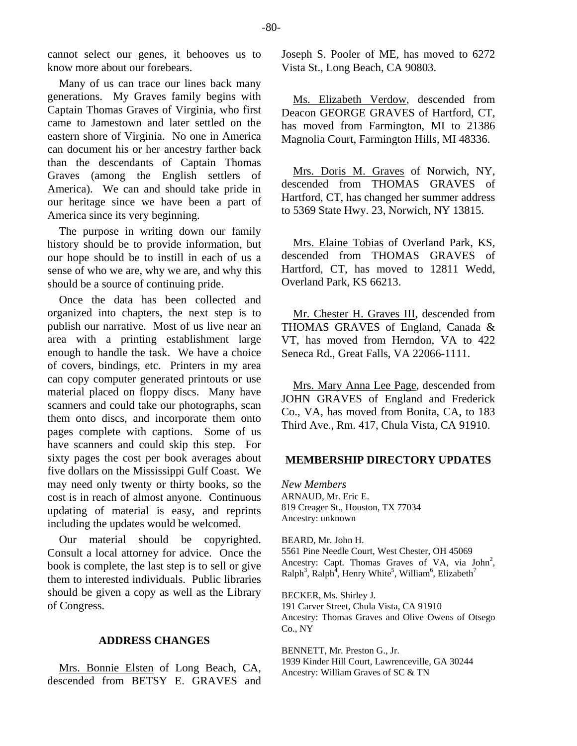cannot select our genes, it behooves us to know more about our forebears.

Many of us can trace our lines back many generations. My Graves family begins with Captain Thomas Graves of Virginia, who first came to Jamestown and later settled on the eastern shore of Virginia. No one in America can document his or her ancestry farther back than the descendants of Captain Thomas Graves (among the English settlers of America). We can and should take pride in our heritage since we have been a part of America since its very beginning.

The purpose in writing down our family history should be to provide information, but our hope should be to instill in each of us a sense of who we are, why we are, and why this should be a source of continuing pride.

Once the data has been collected and organized into chapters, the next step is to publish our narrative. Most of us live near an area with a printing establishment large enough to handle the task. We have a choice of covers, bindings, etc. Printers in my area can copy computer generated printouts or use material placed on floppy discs. Many have scanners and could take our photographs, scan them onto discs, and incorporate them onto pages complete with captions. Some of us have scanners and could skip this step. For sixty pages the cost per book averages about five dollars on the Mississippi Gulf Coast. We may need only twenty or thirty books, so the cost is in reach of almost anyone. Continuous updating of material is easy, and reprints including the updates would be welcomed.

Our material should be copyrighted. Consult a local attorney for advice. Once the book is complete, the last step is to sell or give them to interested individuals. Public libraries should be given a copy as well as the Library of Congress.

## ADDRESS CHANGES

Mrs. Bonnie Elsten of Long Beach, CA, descended from BETSY E. GRAVES and Joseph S. Pooler of ME, has moved to 6272 Vista St., Long Beach, CA 90803.

Ms. Elizabeth Verdow, descended from Deacon GEORGE GRAVES of Hartford, CT, has moved from Farmington, MI to 21386 Magnolia Court, Farmington Hills, MI 48336.

Mrs. Doris M. Graves of Norwich, NY, descended from THOMAS GRAVES of Hartford, CT, has changed her summer address to 5369 State Hwy. 23, Norwich, NY 13815.

Mrs. Elaine Tobias of Overland Park, KS, descended from THOMAS GRAVES of Hartford, CT, has moved to 12811 Wedd, Overland Park, KS 66213.

Mr. Chester H. Graves III, descended from THOMAS GRAVES of England, Canada & VT, has moved from Herndon, VA to 422 Seneca Rd., Great Falls, VA 22066-1111.

Mrs. Mary Anna Lee Page, descended from JOHN GRAVES of England and Frederick Co., VA, has moved from Bonita, CA, to 183 Third Ave., Rm. 417, Chula Vista, CA 91910.

## MEMBERSHIP DIRECTORY UPDATES

*New Members*

ARNAUD, Mr. Eric E.
819 Creager St., Houston, TX 77034
Ancestry: unknown

BEARD, Mr. John H.
5561 Pine Needle Court, West Chester, OH 45069
Ancestry: Capt. Thomas Graves of VA, via John$^2$, Ralph$^3$, Ralph$^4$, Henry White$^5$, William$^6$, Elizabeth$^7$

BECKER, Ms. Shirley J.
191 Carver Street, Chula Vista, CA 91910
Ancestry: Thomas Graves and Olive Owens of Otsego Co., NY

BENNETT, Mr. Preston G., Jr.
1939 Kinder Hill Court, Lawrenceville, GA 30244
Ancestry: William Graves of SC & TN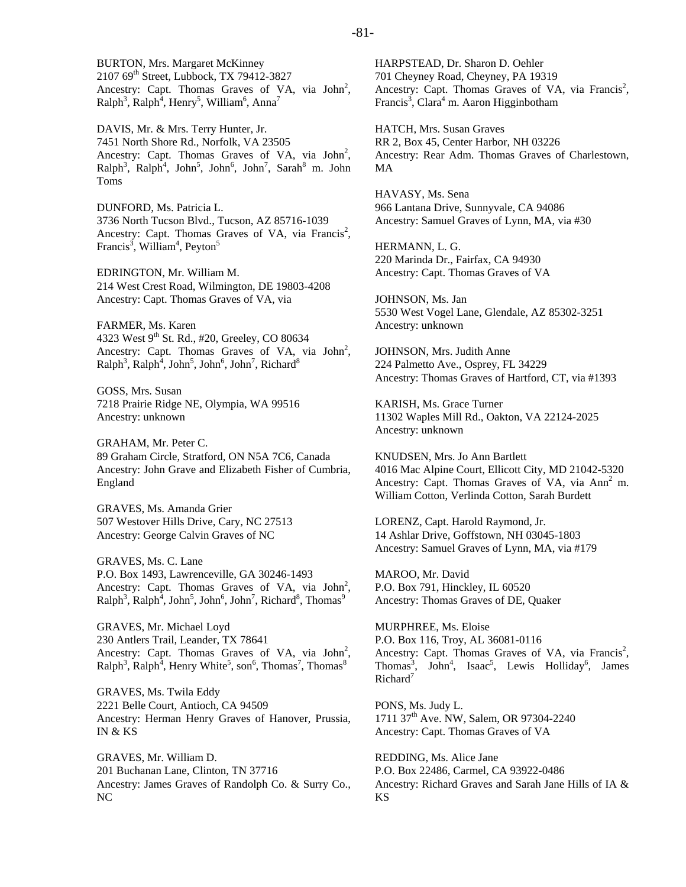BURTON, Mrs. Margaret McKinney
2107 69th Street, Lubbock, TX 79412-3827
Ancestry: Capt. Thomas Graves of VA, via John$^2$, Ralph$^3$, Ralph$^4$, Henry$^5$, William$^6$, Anna$^7$

DAVIS, Mr. & Mrs. Terry Hunter, Jr.
7451 North Shore Rd., Norfolk, VA 23505
Ancestry: Capt. Thomas Graves of VA, via John$^2$, Ralph$^3$, Ralph$^4$, John$^5$, John$^6$, John$^7$, Sarah$^8$ m. John Toms

DUNFORD, Ms. Patricia L.
3736 North Tucson Blvd., Tucson, AZ 85716-1039
Ancestry: Capt. Thomas Graves of VA, via Francis$^2$, Francis$^3$, William$^4$, Peyton$^5$

EDRINGTON, Mr. William M.
214 West Crest Road, Wilmington, DE 19803-4208
Ancestry: Capt. Thomas Graves of VA, via

FARMER, Ms. Karen
4323 West 9th St. Rd., #20, Greeley, CO 80634
Ancestry: Capt. Thomas Graves of VA, via John$^2$, Ralph$^3$, Ralph$^4$, John$^5$, John$^6$, John$^7$, Richard$^8$

GOSS, Mrs. Susan
7218 Prairie Ridge NE, Olympia, WA 99516
Ancestry: unknown

GRAHAM, Mr. Peter C.
89 Graham Circle, Stratford, ON N5A 7C6, Canada
Ancestry: John Grave and Elizabeth Fisher of Cumbria, England

GRAVES, Ms. Amanda Grier
507 Westover Hills Drive, Cary, NC 27513
Ancestry: George Calvin Graves of NC

GRAVES, Ms. C. Lane
P.O. Box 1493, Lawrenceville, GA 30246-1493
Ancestry: Capt. Thomas Graves of VA, via John$^2$, Ralph$^3$, Ralph$^4$, John$^5$, John$^6$, John$^7$, Richard$^8$, Thomas$^9$

GRAVES, Mr. Michael Loyd
230 Antlers Trail, Leander, TX 78641
Ancestry: Capt. Thomas Graves of VA, via John$^2$, Ralph$^3$, Ralph$^4$, Henry White$^5$, son$^6$, Thomas$^7$, Thomas$^8$

GRAVES, Ms. Twila Eddy
2221 Belle Court, Antioch, CA 94509
Ancestry: Herman Henry Graves of Hanover, Prussia, IN & KS

GRAVES, Mr. William D.
201 Buchanan Lane, Clinton, TN 37716
Ancestry: James Graves of Randolph Co. & Surry Co., NC

HARPSTEAD, Dr. Sharon D. Oehler
701 Cheyney Road, Cheyney, PA 19319
Ancestry: Capt. Thomas Graves of VA, via Francis$^2$, Francis$^3$, Clara$^4$ m. Aaron Higginbotham

HATCH, Mrs. Susan Graves
RR 2, Box 45, Center Harbor, NH 03226
Ancestry: Rear Adm. Thomas Graves of Charlestown, MA

HAVASY, Ms. Sena
966 Lantana Drive, Sunnyvale, CA 94086
Ancestry: Samuel Graves of Lynn, MA, via #30

HERMANN, L. G.
220 Marinda Dr., Fairfax, CA 94930
Ancestry: Capt. Thomas Graves of VA

JOHNSON, Ms. Jan
5530 West Vogel Lane, Glendale, AZ 85302-3251
Ancestry: unknown

JOHNSON, Mrs. Judith Anne
224 Palmetto Ave., Osprey, FL 34229
Ancestry: Thomas Graves of Hartford, CT, via #1393

KARISH, Ms. Grace Turner
11302 Waples Mill Rd., Oakton, VA 22124-2025
Ancestry: unknown

KNUDSEN, Mrs. Jo Ann Bartlett
4016 Mac Alpine Court, Ellicott City, MD 21042-5320
Ancestry: Capt. Thomas Graves of VA, via Ann$^2$ m. William Cotton, Verlinda Cotton, Sarah Burdett

LORENZ, Capt. Harold Raymond, Jr.
14 Ashlar Drive, Goffstown, NH 03045-1803
Ancestry: Samuel Graves of Lynn, MA, via #179

MAROO, Mr. David
P.O. Box 791, Hinckley, IL 60520
Ancestry: Thomas Graves of DE, Quaker

MURPHREE, Ms. Eloise
P.O. Box 116, Troy, AL 36081-0116
Ancestry: Capt. Thomas Graves of VA, via Francis$^2$, Thomas$^3$, John$^4$, Isaac$^5$, Lewis Holliday$^6$, James Richard$^7$

PONS, Ms. Judy L.
1711 37th Ave. NW, Salem, OR 97304-2240
Ancestry: Capt. Thomas Graves of VA

REDDING, Ms. Alice Jane
P.O. Box 22486, Carmel, CA 93922-0486
Ancestry: Richard Graves and Sarah Jane Hills of IA & KS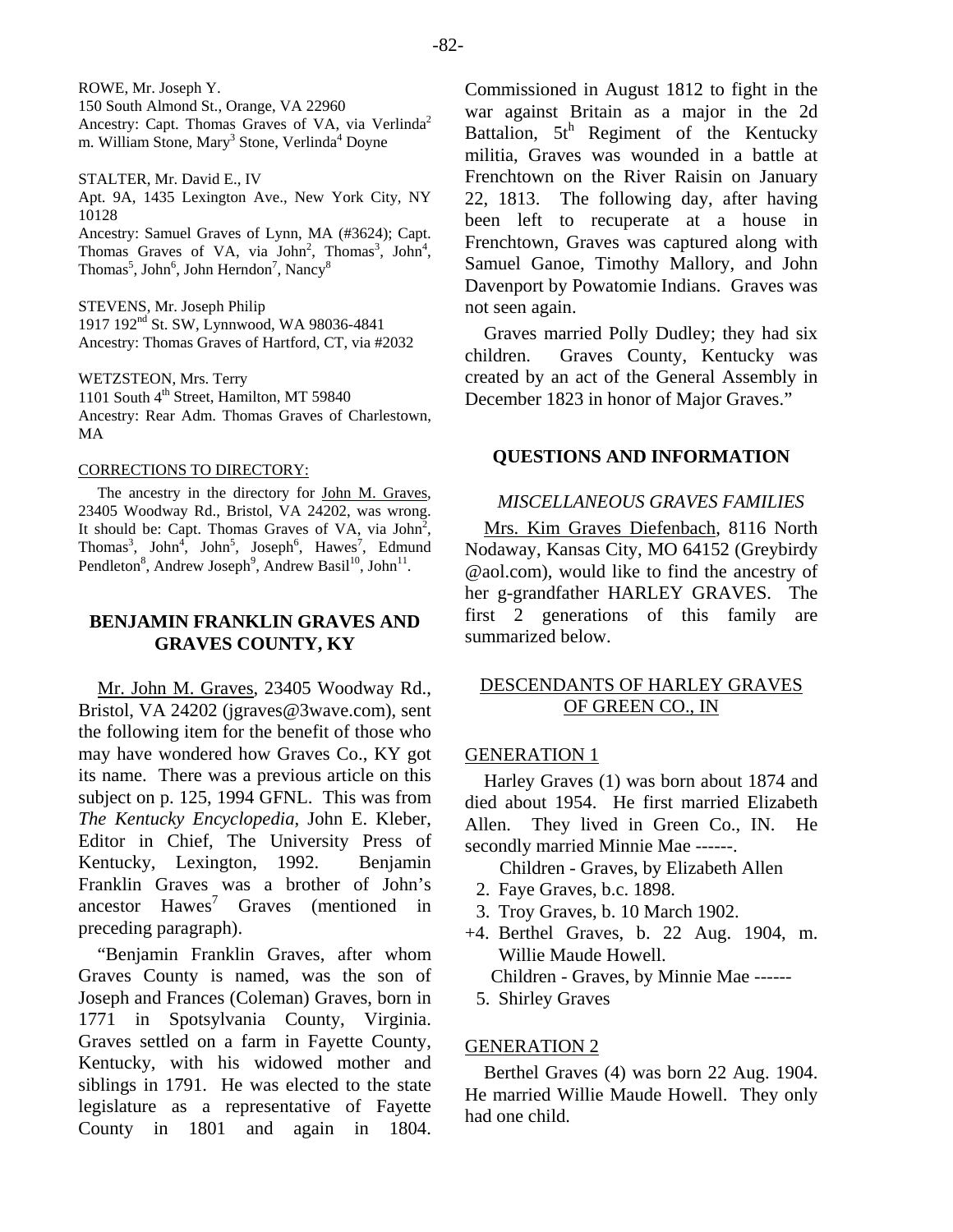ROWE, Mr. Joseph Y.
150 South Almond St., Orange, VA 22960
Ancestry: Capt. Thomas Graves of VA, via Verlinda[2] m. William Stone, Mary[3] Stone, Verlinda[4] Doyne

STALTER, Mr. David E., IV
Apt. 9A, 1435 Lexington Ave., New York City, NY 10128
Ancestry: Samuel Graves of Lynn, MA (#3624); Capt. Thomas Graves of VA, via John[2], Thomas[3], John[4], Thomas[5], John[6], John Herndon[7], Nancy[8]

STEVENS, Mr. Joseph Philip
1917 192nd St. SW, Lynnwood, WA 98036-4841
Ancestry: Thomas Graves of Hartford, CT, via #2032

WETZSTEON, Mrs. Terry
1101 South 4th Street, Hamilton, MT 59840
Ancestry: Rear Adm. Thomas Graves of Charlestown, MA

CORRECTIONS TO DIRECTORY:

The ancestry in the directory for John M. Graves, 23405 Woodway Rd., Bristol, VA 24202, was wrong. It should be: Capt. Thomas Graves of VA, via John[2], Thomas[3], John[4], John[5], Joseph[6], Hawes[7], Edmund Pendleton[8], Andrew Joseph[9], Andrew Basil[10], John[11].

## BENJAMIN FRANKLIN GRAVES AND GRAVES COUNTY, KY

Mr. John M. Graves, 23405 Woodway Rd., Bristol, VA 24202 (jgraves@3wave.com), sent the following item for the benefit of those who may have wondered how Graves Co., KY got its name. There was a previous article on this subject on p. 125, 1994 GFNL. This was from *The Kentucky Encyclopedia*, John E. Kleber, Editor in Chief, The University Press of Kentucky, Lexington, 1992. Benjamin Franklin Graves was a brother of John's ancestor Hawes[7] Graves (mentioned in preceding paragraph).

"Benjamin Franklin Graves, after whom Graves County is named, was the son of Joseph and Frances (Coleman) Graves, born in 1771 in Spotsylvania County, Virginia. Graves settled on a farm in Fayette County, Kentucky, with his widowed mother and siblings in 1791. He was elected to the state legislature as a representative of Fayette County in 1801 and again in 1804. Commissioned in August 1812 to fight in the war against Britain as a major in the 2d Battalion, 5th Regiment of the Kentucky militia, Graves was wounded in a battle at Frenchtown on the River Raisin on January 22, 1813. The following day, after having been left to recuperate at a house in Frenchtown, Graves was captured along with Samuel Ganoe, Timothy Mallory, and John Davenport by Powatomie Indians. Graves was not seen again.

Graves married Polly Dudley; they had six children. Graves County, Kentucky was created by an act of the General Assembly in December 1823 in honor of Major Graves."

## QUESTIONS AND INFORMATION

### *MISCELLANEOUS GRAVES FAMILIES*

Mrs. Kim Graves Diefenbach, 8116 North Nodaway, Kansas City, MO 64152 (Greybirdy@aol.com), would like to find the ancestry of her g-grandfather HARLEY GRAVES. The first 2 generations of this family are summarized below.

DESCENDANTS OF HARLEY GRAVES OF GREEN CO., IN

GENERATION 1

Harley Graves (1) was born about 1874 and died about 1954. He first married Elizabeth Allen. They lived in Green Co., IN. He secondly married Minnie Mae ------.

Children - Graves, by Elizabeth Allen

2. Faye Graves, b.c. 1898.
3. Troy Graves, b. 10 March 1902.
+4. Berthel Graves, b. 22 Aug. 1904, m. Willie Maude Howell.

Children - Graves, by Minnie Mae ------

5. Shirley Graves

GENERATION 2

Berthel Graves (4) was born 22 Aug. 1904. He married Willie Maude Howell. They only had one child.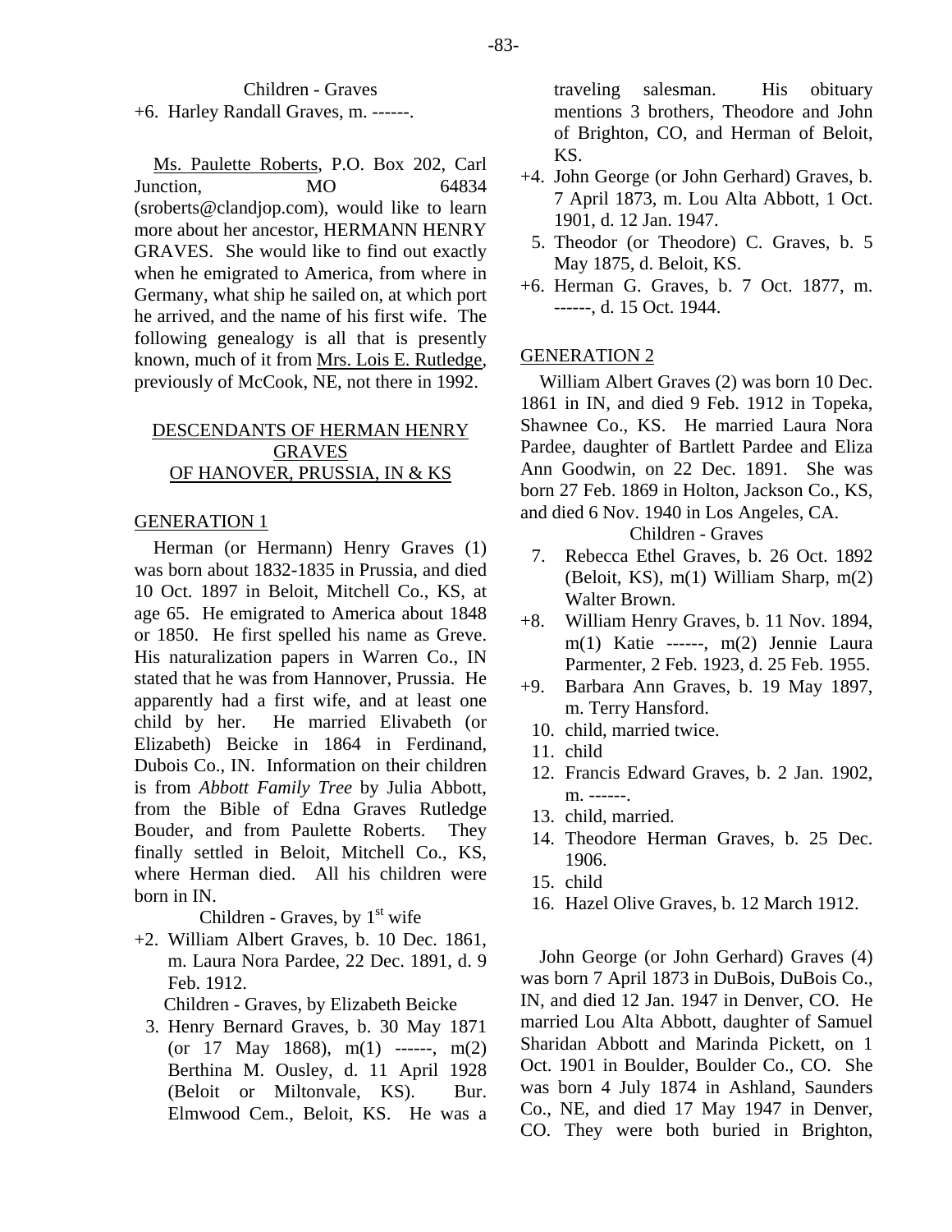Children - Graves

+6. Harley Randall Graves, m. ------.

Ms. Paulette Roberts, P.O. Box 202, Carl Junction, MO 64834 (sroberts@clandjop.com), would like to learn more about her ancestor, HERMANN HENRY GRAVES. She would like to find out exactly when he emigrated to America, from where in Germany, what ship he sailed on, at which port he arrived, and the name of his first wife. The following genealogy is all that is presently known, much of it from Mrs. Lois E. Rutledge, previously of McCook, NE, not there in 1992.

## DESCENDANTS OF HERMAN HENRY GRAVES OF HANOVER, PRUSSIA, IN & KS

### GENERATION 1

Herman (or Hermann) Henry Graves (1) was born about 1832-1835 in Prussia, and died 10 Oct. 1897 in Beloit, Mitchell Co., KS, at age 65. He emigrated to America about 1848 or 1850. He first spelled his name as Greve. His naturalization papers in Warren Co., IN stated that he was from Hannover, Prussia. He apparently had a first wife, and at least one child by her. He married Elivabeth (or Elizabeth) Beicke in 1864 in Ferdinand, Dubois Co., IN. Information on their children is from *Abbott Family Tree* by Julia Abbott, from the Bible of Edna Graves Rutledge Bouder, and from Paulette Roberts. They finally settled in Beloit, Mitchell Co., KS, where Herman died. All his children were born in IN.

Children - Graves, by 1st wife

+2. William Albert Graves, b. 10 Dec. 1861, m. Laura Nora Pardee, 22 Dec. 1891, d. 9 Feb. 1912.

Children - Graves, by Elizabeth Beicke

3. Henry Bernard Graves, b. 30 May 1871 (or 17 May 1868), m(1) ------, m(2) Berthina M. Ousley, d. 11 April 1928 (Beloit or Miltonvale, KS). Bur. Elmwood Cem., Beloit, KS. He was a traveling salesman. His obituary mentions 3 brothers, Theodore and John of Brighton, CO, and Herman of Beloit, KS.

+4. John George (or John Gerhard) Graves, b. 7 April 1873, m. Lou Alta Abbott, 1 Oct. 1901, d. 12 Jan. 1947.

5. Theodor (or Theodore) C. Graves, b. 5 May 1875, d. Beloit, KS.

+6. Herman G. Graves, b. 7 Oct. 1877, m. ------, d. 15 Oct. 1944.

### GENERATION 2

William Albert Graves (2) was born 10 Dec. 1861 in IN, and died 9 Feb. 1912 in Topeka, Shawnee Co., KS. He married Laura Nora Pardee, daughter of Bartlett Pardee and Eliza Ann Goodwin, on 22 Dec. 1891. She was born 27 Feb. 1869 in Holton, Jackson Co., KS, and died 6 Nov. 1940 in Los Angeles, CA.

Children - Graves

7. Rebecca Ethel Graves, b. 26 Oct. 1892 (Beloit, KS), m(1) William Sharp, m(2) Walter Brown.

+8. William Henry Graves, b. 11 Nov. 1894, m(1) Katie ------, m(2) Jennie Laura Parmenter, 2 Feb. 1923, d. 25 Feb. 1955.

+9. Barbara Ann Graves, b. 19 May 1897, m. Terry Hansford.

10. child, married twice.

11. child

12. Francis Edward Graves, b. 2 Jan. 1902, m. ------.

13. child, married.

14. Theodore Herman Graves, b. 25 Dec. 1906.

15. child

16. Hazel Olive Graves, b. 12 March 1912.

John George (or John Gerhard) Graves (4) was born 7 April 1873 in DuBois, DuBois Co., IN, and died 12 Jan. 1947 in Denver, CO. He married Lou Alta Abbott, daughter of Samuel Sharidan Abbott and Marinda Pickett, on 1 Oct. 1901 in Boulder, Boulder Co., CO. She was born 4 July 1874 in Ashland, Saunders Co., NE, and died 17 May 1947 in Denver, CO. They were both buried in Brighton,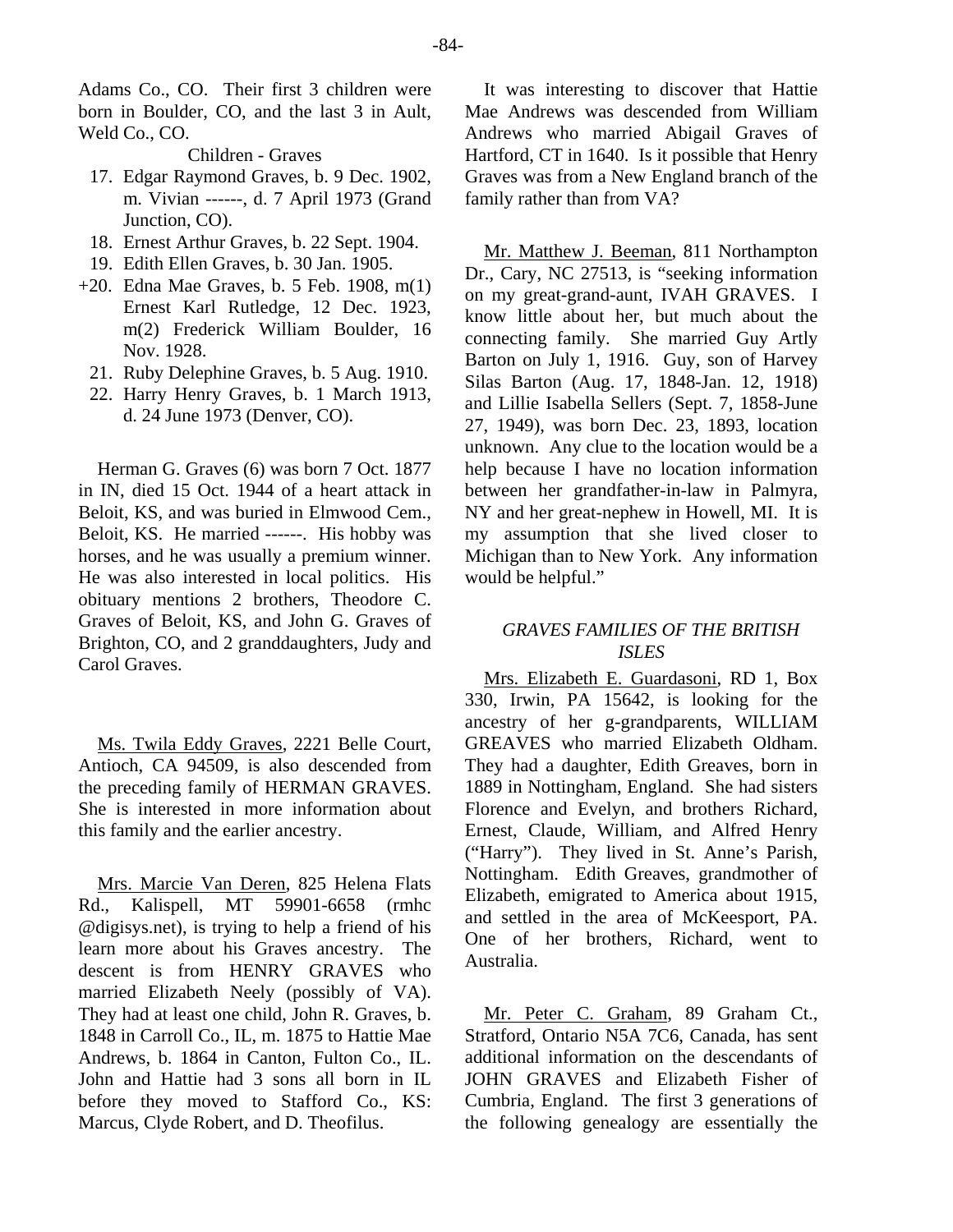Adams Co., CO. Their first 3 children were born in Boulder, CO, and the last 3 in Ault, Weld Co., CO.

Children - Graves

17. Edgar Raymond Graves, b. 9 Dec. 1902, m. Vivian ------, d. 7 April 1973 (Grand Junction, CO).
18. Ernest Arthur Graves, b. 22 Sept. 1904.
19. Edith Ellen Graves, b. 30 Jan. 1905.
+20. Edna Mae Graves, b. 5 Feb. 1908, m(1) Ernest Karl Rutledge, 12 Dec. 1923, m(2) Frederick William Boulder, 16 Nov. 1928.
21. Ruby Delephine Graves, b. 5 Aug. 1910.
22. Harry Henry Graves, b. 1 March 1913, d. 24 June 1973 (Denver, CO).

Herman G. Graves (6) was born 7 Oct. 1877 in IN, died 15 Oct. 1944 of a heart attack in Beloit, KS, and was buried in Elmwood Cem., Beloit, KS. He married ------. His hobby was horses, and he was usually a premium winner. He was also interested in local politics. His obituary mentions 2 brothers, Theodore C. Graves of Beloit, KS, and John G. Graves of Brighton, CO, and 2 granddaughters, Judy and Carol Graves.

Ms. Twila Eddy Graves, 2221 Belle Court, Antioch, CA 94509, is also descended from the preceding family of HERMAN GRAVES. She is interested in more information about this family and the earlier ancestry.

Mrs. Marcie Van Deren, 825 Helena Flats Rd., Kalispell, MT 59901-6658 (rmhc @digisys.net), is trying to help a friend of his learn more about his Graves ancestry. The descent is from HENRY GRAVES who married Elizabeth Neely (possibly of VA). They had at least one child, John R. Graves, b. 1848 in Carroll Co., IL, m. 1875 to Hattie Mae Andrews, b. 1864 in Canton, Fulton Co., IL. John and Hattie had 3 sons all born in IL before they moved to Stafford Co., KS: Marcus, Clyde Robert, and D. Theofilus.

It was interesting to discover that Hattie Mae Andrews was descended from William Andrews who married Abigail Graves of Hartford, CT in 1640. Is it possible that Henry Graves was from a New England branch of the family rather than from VA?

Mr. Matthew J. Beeman, 811 Northampton Dr., Cary, NC 27513, is "seeking information on my great-grand-aunt, IVAH GRAVES. I know little about her, but much about the connecting family. She married Guy Artly Barton on July 1, 1916. Guy, son of Harvey Silas Barton (Aug. 17, 1848-Jan. 12, 1918) and Lillie Isabella Sellers (Sept. 7, 1858-June 27, 1949), was born Dec. 23, 1893, location unknown. Any clue to the location would be a help because I have no location information between her grandfather-in-law in Palmyra, NY and her great-nephew in Howell, MI. It is my assumption that she lived closer to Michigan than to New York. Any information would be helpful."

### *GRAVES FAMILIES OF THE BRITISH ISLES*

Mrs. Elizabeth E. Guardasoni, RD 1, Box 330, Irwin, PA 15642, is looking for the ancestry of her g-grandparents, WILLIAM GREAVES who married Elizabeth Oldham. They had a daughter, Edith Greaves, born in 1889 in Nottingham, England. She had sisters Florence and Evelyn, and brothers Richard, Ernest, Claude, William, and Alfred Henry ("Harry"). They lived in St. Anne's Parish, Nottingham. Edith Greaves, grandmother of Elizabeth, emigrated to America about 1915, and settled in the area of McKeesport, PA. One of her brothers, Richard, went to Australia.

Mr. Peter C. Graham, 89 Graham Ct., Stratford, Ontario N5A 7C6, Canada, has sent additional information on the descendants of JOHN GRAVES and Elizabeth Fisher of Cumbria, England. The first 3 generations of the following genealogy are essentially the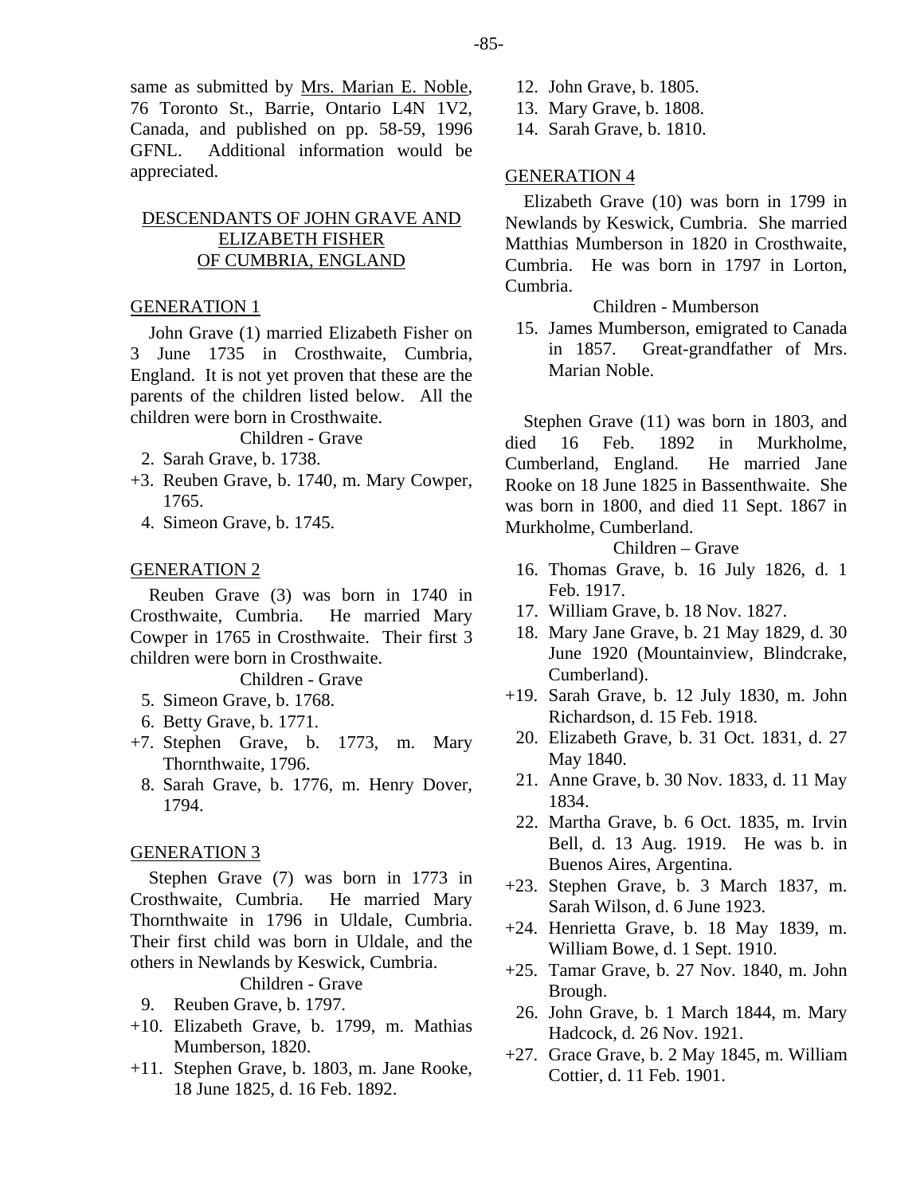same as submitted by Mrs. Marian E. Noble, 76 Toronto St., Barrie, Ontario L4N 1V2, Canada, and published on pp. 58-59, 1996 GFNL. Additional information would be appreciated.

## DESCENDANTS OF JOHN GRAVE AND ELIZABETH FISHER OF CUMBRIA, ENGLAND

### GENERATION 1

John Grave (1) married Elizabeth Fisher on 3 June 1735 in Crosthwaite, Cumbria, England. It is not yet proven that these are the parents of the children listed below. All the children were born in Crosthwaite.

Children - Grave

- 2. Sarah Grave, b. 1738.
- +3. Reuben Grave, b. 1740, m. Mary Cowper, 1765.
- 4. Simeon Grave, b. 1745.

### GENERATION 2

Reuben Grave (3) was born in 1740 in Crosthwaite, Cumbria. He married Mary Cowper in 1765 in Crosthwaite. Their first 3 children were born in Crosthwaite.

Children - Grave

- 5. Simeon Grave, b. 1768.
- 6. Betty Grave, b. 1771.
- +7. Stephen Grave, b. 1773, m. Mary Thornthwaite, 1796.
- 8. Sarah Grave, b. 1776, m. Henry Dover, 1794.

### GENERATION 3

Stephen Grave (7) was born in 1773 in Crosthwaite, Cumbria. He married Mary Thornthwaite in 1796 in Uldale, Cumbria. Their first child was born in Uldale, and the others in Newlands by Keswick, Cumbria.

Children - Grave

- 9. Reuben Grave, b. 1797.
- +10. Elizabeth Grave, b. 1799, m. Mathias Mumberson, 1820.
- +11. Stephen Grave, b. 1803, m. Jane Rooke, 18 June 1825, d. 16 Feb. 1892.
- 12. John Grave, b. 1805.
- 13. Mary Grave, b. 1808.
- 14. Sarah Grave, b. 1810.

### GENERATION 4

Elizabeth Grave (10) was born in 1799 in Newlands by Keswick, Cumbria. She married Matthias Mumberson in 1820 in Crosthwaite, Cumbria. He was born in 1797 in Lorton, Cumbria.

Children - Mumberson

- 15. James Mumberson, emigrated to Canada in 1857. Great-grandfather of Mrs. Marian Noble.

Stephen Grave (11) was born in 1803, and died 16 Feb. 1892 in Murkholme, Cumberland, England. He married Jane Rooke on 18 June 1825 in Bassenthwaite. She was born in 1800, and died 11 Sept. 1867 in Murkholme, Cumberland.

Children – Grave

- 16. Thomas Grave, b. 16 July 1826, d. 1 Feb. 1917.
- 17. William Grave, b. 18 Nov. 1827.
- 18. Mary Jane Grave, b. 21 May 1829, d. 30 June 1920 (Mountainview, Blindcrake, Cumberland).
- +19. Sarah Grave, b. 12 July 1830, m. John Richardson, d. 15 Feb. 1918.
- 20. Elizabeth Grave, b. 31 Oct. 1831, d. 27 May 1840.
- 21. Anne Grave, b. 30 Nov. 1833, d. 11 May 1834.
- 22. Martha Grave, b. 6 Oct. 1835, m. Irvin Bell, d. 13 Aug. 1919. He was b. in Buenos Aires, Argentina.
- +23. Stephen Grave, b. 3 March 1837, m. Sarah Wilson, d. 6 June 1923.
- +24. Henrietta Grave, b. 18 May 1839, m. William Bowe, d. 1 Sept. 1910.
- +25. Tamar Grave, b. 27 Nov. 1840, m. John Brough.
- 26. John Grave, b. 1 March 1844, m. Mary Hadcock, d. 26 Nov. 1921.
- +27. Grace Grave, b. 2 May 1845, m. William Cottier, d. 11 Feb. 1901.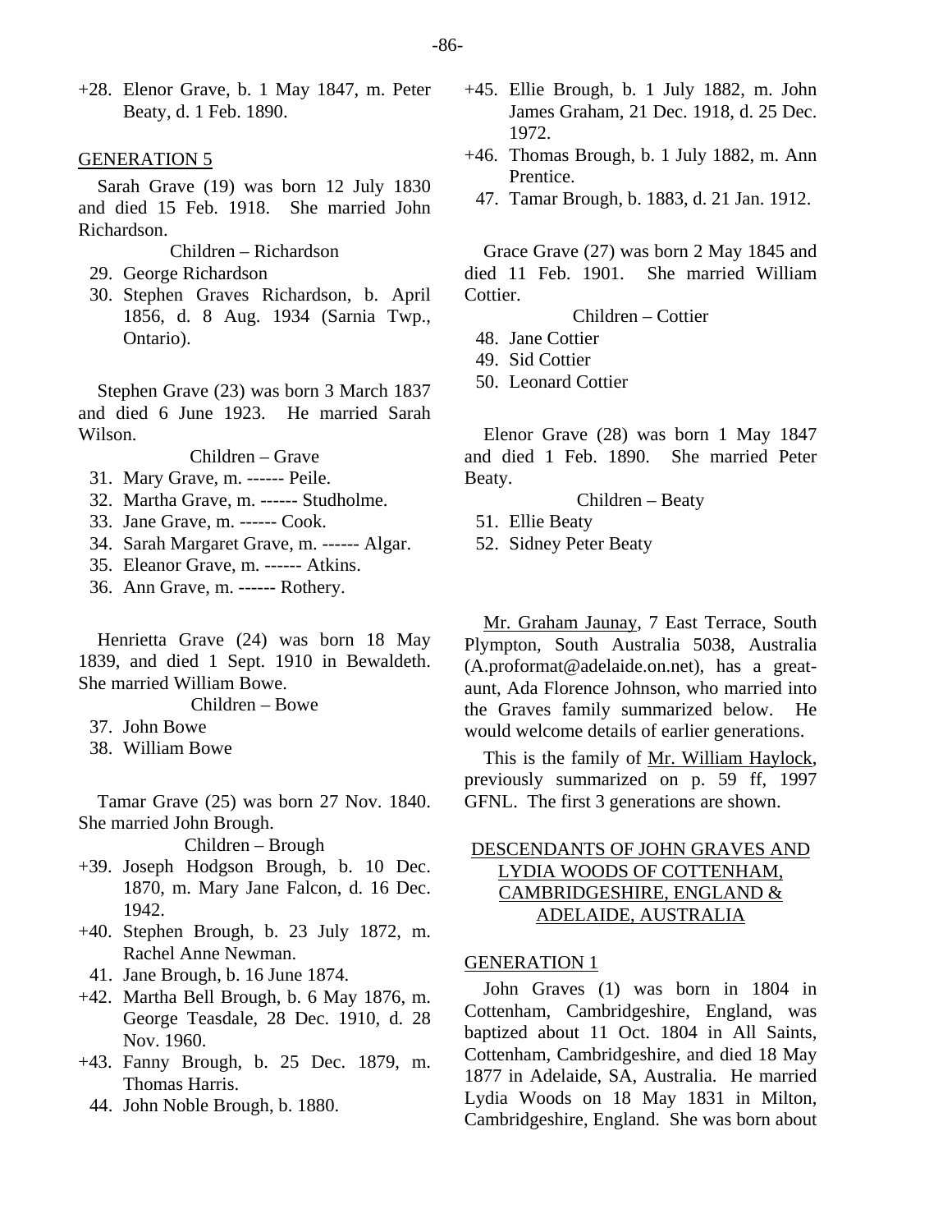+28. Elenor Grave, b. 1 May 1847, m. Peter Beaty, d. 1 Feb. 1890.

GENERATION 5

Sarah Grave (19) was born 12 July 1830 and died 15 Feb. 1918. She married John Richardson.

Children – Richardson

29. George Richardson
30. Stephen Graves Richardson, b. April 1856, d. 8 Aug. 1934 (Sarnia Twp., Ontario).

Stephen Grave (23) was born 3 March 1837 and died 6 June 1923. He married Sarah Wilson.

Children – Grave

31. Mary Grave, m. ------ Peile.
32. Martha Grave, m. ------ Studholme.
33. Jane Grave, m. ------ Cook.
34. Sarah Margaret Grave, m. ------ Algar.
35. Eleanor Grave, m. ------ Atkins.
36. Ann Grave, m. ------ Rothery.

Henrietta Grave (24) was born 18 May 1839, and died 1 Sept. 1910 in Bewaldeth. She married William Bowe.

Children – Bowe

37. John Bowe
38. William Bowe

Tamar Grave (25) was born 27 Nov. 1840. She married John Brough.

Children – Brough

+39. Joseph Hodgson Brough, b. 10 Dec. 1870, m. Mary Jane Falcon, d. 16 Dec. 1942.
+40. Stephen Brough, b. 23 July 1872, m. Rachel Anne Newman.
41. Jane Brough, b. 16 June 1874.
+42. Martha Bell Brough, b. 6 May 1876, m. George Teasdale, 28 Dec. 1910, d. 28 Nov. 1960.
+43. Fanny Brough, b. 25 Dec. 1879, m. Thomas Harris.
44. John Noble Brough, b. 1880.
+45. Ellie Brough, b. 1 July 1882, m. John James Graham, 21 Dec. 1918, d. 25 Dec. 1972.
+46. Thomas Brough, b. 1 July 1882, m. Ann Prentice.
47. Tamar Brough, b. 1883, d. 21 Jan. 1912.

Grace Grave (27) was born 2 May 1845 and died 11 Feb. 1901. She married William Cottier.

Children – Cottier

48. Jane Cottier
49. Sid Cottier
50. Leonard Cottier

Elenor Grave (28) was born 1 May 1847 and died 1 Feb. 1890. She married Peter Beaty.

Children – Beaty

51. Ellie Beaty
52. Sidney Peter Beaty

Mr. Graham Jaunay, 7 East Terrace, South Plympton, South Australia 5038, Australia (A.proformat@adelaide.on.net), has a great-aunt, Ada Florence Johnson, who married into the Graves family summarized below. He would welcome details of earlier generations.

This is the family of Mr. William Haylock, previously summarized on p. 59 ff, 1997 GFNL. The first 3 generations are shown.

## DESCENDANTS OF JOHN GRAVES AND LYDIA WOODS OF COTTENHAM, CAMBRIDGESHIRE, ENGLAND & ADELAIDE, AUSTRALIA

GENERATION 1

John Graves (1) was born in 1804 in Cottenham, Cambridgeshire, England, was baptized about 11 Oct. 1804 in All Saints, Cottenham, Cambridgeshire, and died 18 May 1877 in Adelaide, SA, Australia. He married Lydia Woods on 18 May 1831 in Milton, Cambridgeshire, England. She was born about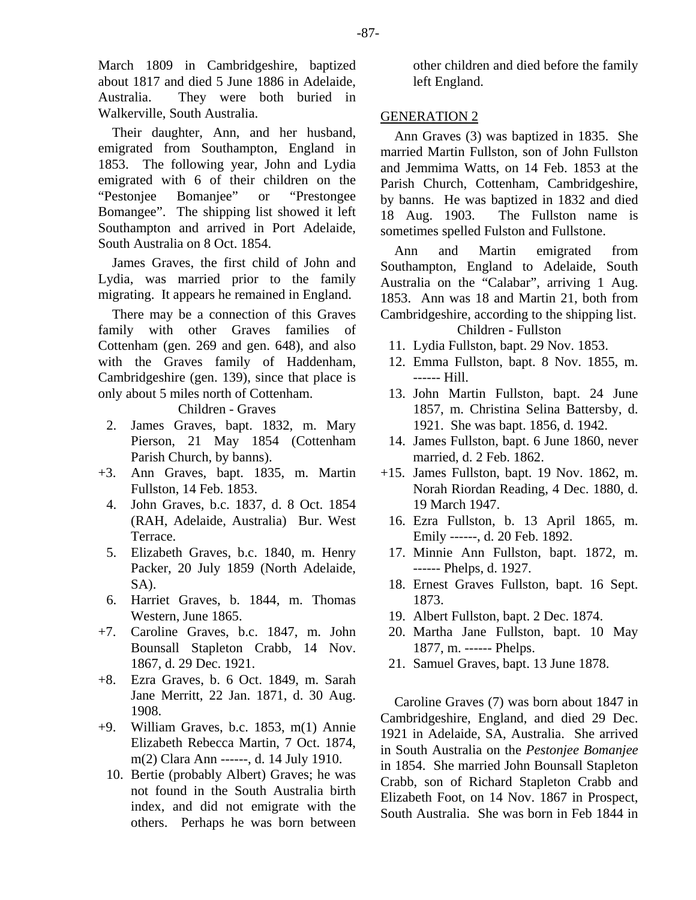March 1809 in Cambridgeshire, baptized about 1817 and died 5 June 1886 in Adelaide, Australia. They were both buried in Walkerville, South Australia.

Their daughter, Ann, and her husband, emigrated from Southampton, England in 1853. The following year, John and Lydia emigrated with 6 of their children on the "Pestonjee Bomanjee" or "Prestongee Bomangee". The shipping list showed it left Southampton and arrived in Port Adelaide, South Australia on 8 Oct. 1854.

James Graves, the first child of John and Lydia, was married prior to the family migrating. It appears he remained in England.

There may be a connection of this Graves family with other Graves families of Cottenham (gen. 269 and gen. 648), and also with the Graves family of Haddenham, Cambridgeshire (gen. 139), since that place is only about 5 miles north of Cottenham.

Children - Graves

2. James Graves, bapt. 1832, m. Mary Pierson, 21 May 1854 (Cottenham Parish Church, by banns).
+3. Ann Graves, bapt. 1835, m. Martin Fullston, 14 Feb. 1853.
4. John Graves, b.c. 1837, d. 8 Oct. 1854 (RAH, Adelaide, Australia) Bur. West Terrace.
5. Elizabeth Graves, b.c. 1840, m. Henry Packer, 20 July 1859 (North Adelaide, SA).
6. Harriet Graves, b. 1844, m. Thomas Western, June 1865.
+7. Caroline Graves, b.c. 1847, m. John Bounsall Stapleton Crabb, 14 Nov. 1867, d. 29 Dec. 1921.
+8. Ezra Graves, b. 6 Oct. 1849, m. Sarah Jane Merritt, 22 Jan. 1871, d. 30 Aug. 1908.
+9. William Graves, b.c. 1853, m(1) Annie Elizabeth Rebecca Martin, 7 Oct. 1874, m(2) Clara Ann ------, d. 14 July 1910.
10. Bertie (probably Albert) Graves; he was not found in the South Australia birth index, and did not emigrate with the others. Perhaps he was born between other children and died before the family left England.

## GENERATION 2

Ann Graves (3) was baptized in 1835. She married Martin Fullston, son of John Fullston and Jemmima Watts, on 14 Feb. 1853 at the Parish Church, Cottenham, Cambridgeshire, by banns. He was baptized in 1832 and died 18 Aug. 1903. The Fullston name is sometimes spelled Fulston and Fullstone.

Ann and Martin emigrated from Southampton, England to Adelaide, South Australia on the "Calabar", arriving 1 Aug. 1853. Ann was 18 and Martin 21, both from Cambridgeshire, according to the shipping list.

Children - Fullston

11. Lydia Fullston, bapt. 29 Nov. 1853.
12. Emma Fullston, bapt. 8 Nov. 1855, m. ------ Hill.
13. John Martin Fullston, bapt. 24 June 1857, m. Christina Selina Battersby, d. 1921. She was bapt. 1856, d. 1942.
14. James Fullston, bapt. 6 June 1860, never married, d. 2 Feb. 1862.
+15. James Fullston, bapt. 19 Nov. 1862, m. Norah Riordan Reading, 4 Dec. 1880, d. 19 March 1947.
16. Ezra Fullston, b. 13 April 1865, m. Emily ------, d. 20 Feb. 1892.
17. Minnie Ann Fullston, bapt. 1872, m. ------ Phelps, d. 1927.
18. Ernest Graves Fullston, bapt. 16 Sept. 1873.
19. Albert Fullston, bapt. 2 Dec. 1874.
20. Martha Jane Fullston, bapt. 10 May 1877, m. ------ Phelps.
21. Samuel Graves, bapt. 13 June 1878.

Caroline Graves (7) was born about 1847 in Cambridgeshire, England, and died 29 Dec. 1921 in Adelaide, SA, Australia. She arrived in South Australia on the *Pestonjee Bomanjee* in 1854. She married John Bounsall Stapleton Crabb, son of Richard Stapleton Crabb and Elizabeth Foot, on 14 Nov. 1867 in Prospect, South Australia. She was born in Feb 1844 in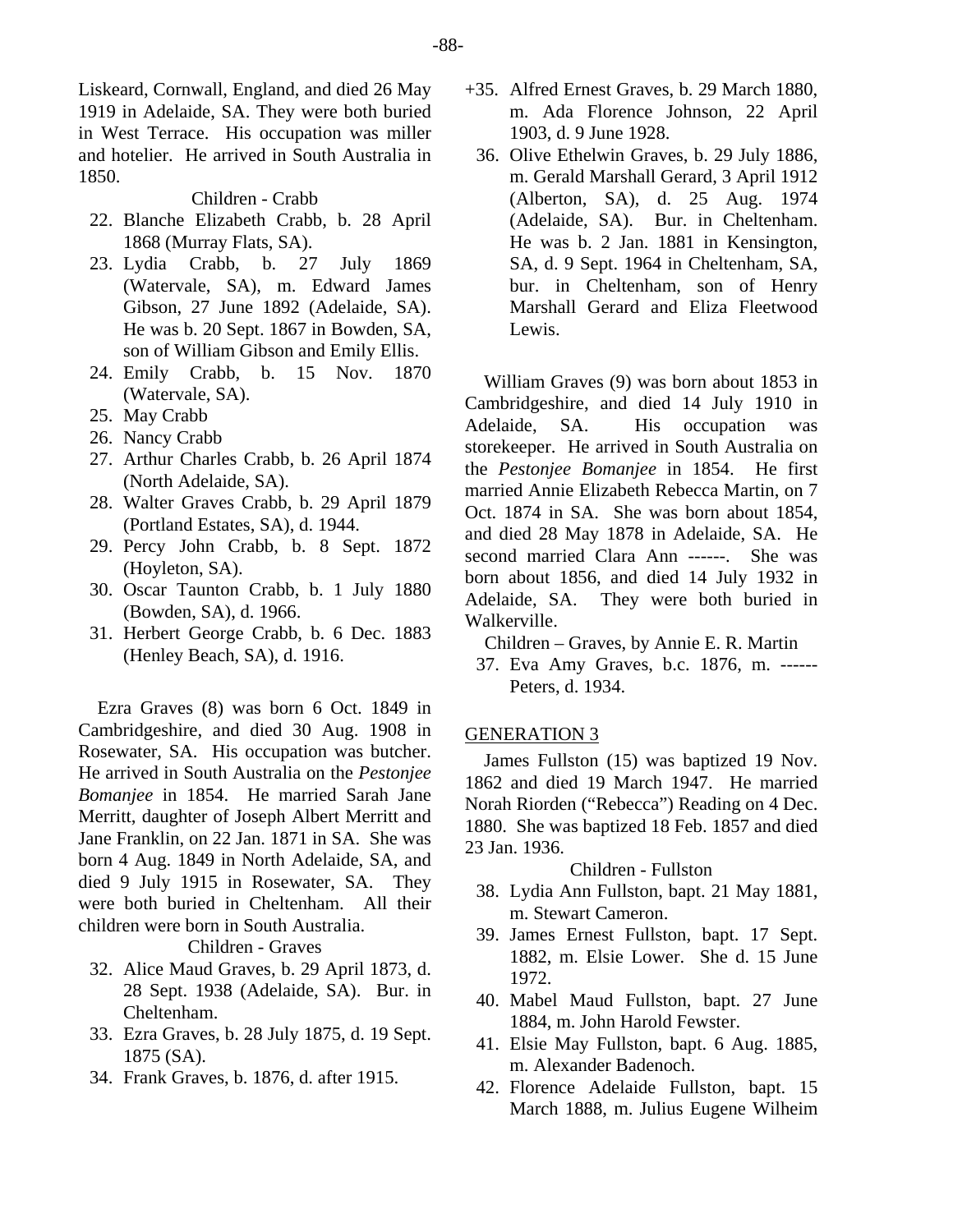Liskeard, Cornwall, England, and died 26 May 1919 in Adelaide, SA. They were both buried in West Terrace. His occupation was miller and hotelier. He arrived in South Australia in 1850.

Children - Crabb

22. Blanche Elizabeth Crabb, b. 28 April 1868 (Murray Flats, SA).
23. Lydia Crabb, b. 27 July 1869 (Watervale, SA), m. Edward James Gibson, 27 June 1892 (Adelaide, SA). He was b. 20 Sept. 1867 in Bowden, SA, son of William Gibson and Emily Ellis.
24. Emily Crabb, b. 15 Nov. 1870 (Watervale, SA).
25. May Crabb
26. Nancy Crabb
27. Arthur Charles Crabb, b. 26 April 1874 (North Adelaide, SA).
28. Walter Graves Crabb, b. 29 April 1879 (Portland Estates, SA), d. 1944.
29. Percy John Crabb, b. 8 Sept. 1872 (Hoyleton, SA).
30. Oscar Taunton Crabb, b. 1 July 1880 (Bowden, SA), d. 1966.
31. Herbert George Crabb, b. 6 Dec. 1883 (Henley Beach, SA), d. 1916.

Ezra Graves (8) was born 6 Oct. 1849 in Cambridgeshire, and died 30 Aug. 1908 in Rosewater, SA. His occupation was butcher. He arrived in South Australia on the *Pestonjee Bomanjee* in 1854. He married Sarah Jane Merritt, daughter of Joseph Albert Merritt and Jane Franklin, on 22 Jan. 1871 in SA. She was born 4 Aug. 1849 in North Adelaide, SA, and died 9 July 1915 in Rosewater, SA. They were both buried in Cheltenham. All their children were born in South Australia.

Children - Graves

32. Alice Maud Graves, b. 29 April 1873, d. 28 Sept. 1938 (Adelaide, SA). Bur. in Cheltenham.
33. Ezra Graves, b. 28 July 1875, d. 19 Sept. 1875 (SA).
34. Frank Graves, b. 1876, d. after 1915.

+35. Alfred Ernest Graves, b. 29 March 1880, m. Ada Florence Johnson, 22 April 1903, d. 9 June 1928.

36. Olive Ethelwin Graves, b. 29 July 1886, m. Gerald Marshall Gerard, 3 April 1912 (Alberton, SA), d. 25 Aug. 1974 (Adelaide, SA). Bur. in Cheltenham. He was b. 2 Jan. 1881 in Kensington, SA, d. 9 Sept. 1964 in Cheltenham, SA, bur. in Cheltenham, son of Henry Marshall Gerard and Eliza Fleetwood Lewis.

William Graves (9) was born about 1853 in Cambridgeshire, and died 14 July 1910 in Adelaide, SA. His occupation was storekeeper. He arrived in South Australia on the *Pestonjee Bomanjee* in 1854. He first married Annie Elizabeth Rebecca Martin, on 7 Oct. 1874 in SA. She was born about 1854, and died 28 May 1878 in Adelaide, SA. He second married Clara Ann ------. She was born about 1856, and died 14 July 1932 in Adelaide, SA. They were both buried in Walkerville.

Children – Graves, by Annie E. R. Martin

37. Eva Amy Graves, b.c. 1876, m. ------ Peters, d. 1934.

## GENERATION 3

James Fullston (15) was baptized 19 Nov. 1862 and died 19 March 1947. He married Norah Riorden ("Rebecca") Reading on 4 Dec. 1880. She was baptized 18 Feb. 1857 and died 23 Jan. 1936.

Children - Fullston

38. Lydia Ann Fullston, bapt. 21 May 1881, m. Stewart Cameron.
39. James Ernest Fullston, bapt. 17 Sept. 1882, m. Elsie Lower. She d. 15 June 1972.
40. Mabel Maud Fullston, bapt. 27 June 1884, m. John Harold Fewster.
41. Elsie May Fullston, bapt. 6 Aug. 1885, m. Alexander Badenoch.
42. Florence Adelaide Fullston, bapt. 15 March 1888, m. Julius Eugene Wilheim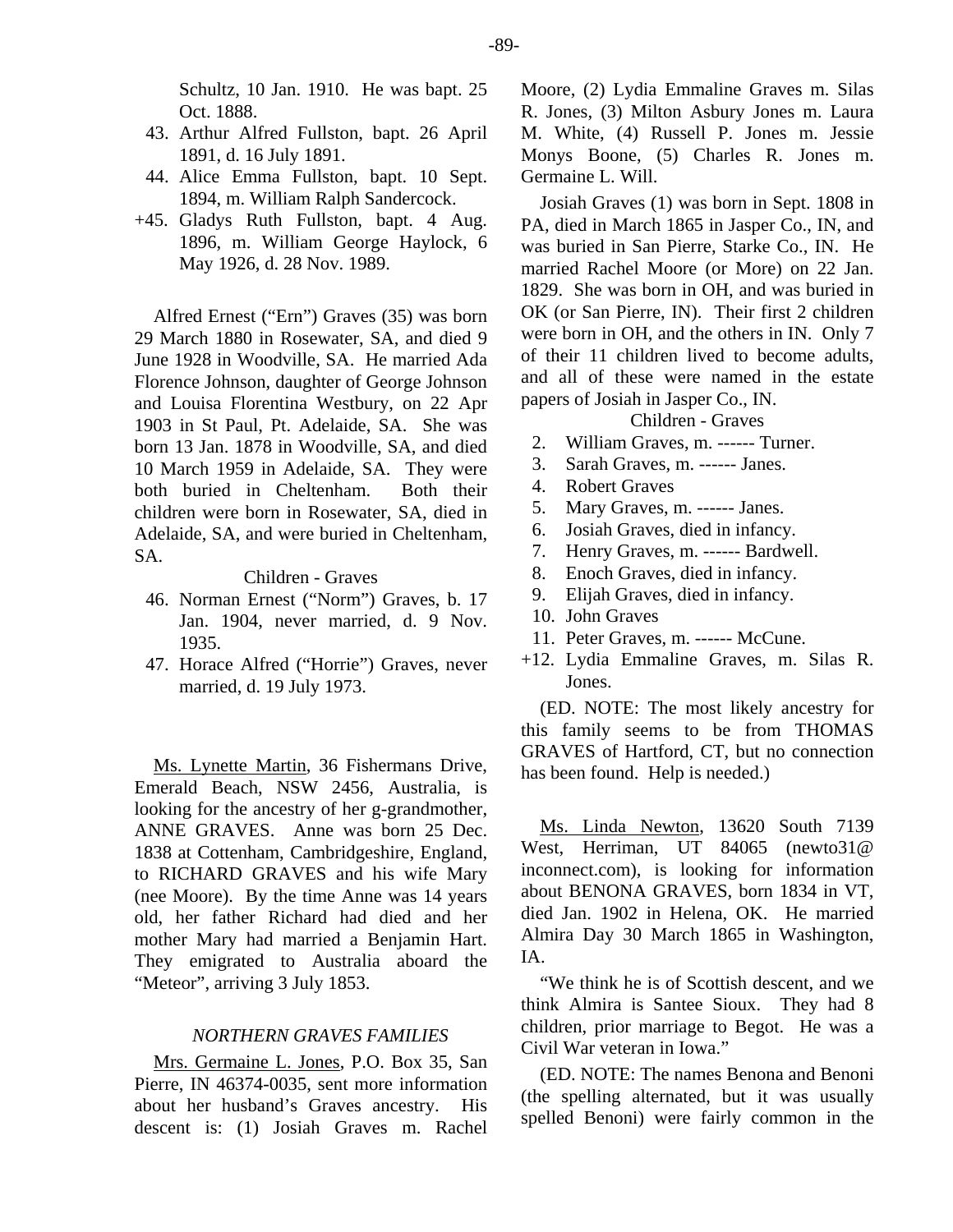Schultz, 10 Jan. 1910. He was bapt. 25 Oct. 1888.

43. Arthur Alfred Fullston, bapt. 26 April 1891, d. 16 July 1891.
44. Alice Emma Fullston, bapt. 10 Sept. 1894, m. William Ralph Sandercock.

+45. Gladys Ruth Fullston, bapt. 4 Aug. 1896, m. William George Haylock, 6 May 1926, d. 28 Nov. 1989.

Alfred Ernest ("Ern") Graves (35) was born 29 March 1880 in Rosewater, SA, and died 9 June 1928 in Woodville, SA. He married Ada Florence Johnson, daughter of George Johnson and Louisa Florentina Westbury, on 22 Apr 1903 in St Paul, Pt. Adelaide, SA. She was born 13 Jan. 1878 in Woodville, SA, and died 10 March 1959 in Adelaide, SA. They were both buried in Cheltenham. Both their children were born in Rosewater, SA, died in Adelaide, SA, and were buried in Cheltenham, SA.

Children - Graves

46. Norman Ernest ("Norm") Graves, b. 17 Jan. 1904, never married, d. 9 Nov. 1935.
47. Horace Alfred ("Horrie") Graves, never married, d. 19 July 1973.

Ms. Lynette Martin, 36 Fishermans Drive, Emerald Beach, NSW 2456, Australia, is looking for the ancestry of her g-grandmother, ANNE GRAVES. Anne was born 25 Dec. 1838 at Cottenham, Cambridgeshire, England, to RICHARD GRAVES and his wife Mary (nee Moore). By the time Anne was 14 years old, her father Richard had died and her mother Mary had married a Benjamin Hart. They emigrated to Australia aboard the "Meteor", arriving 3 July 1853.

## *NORTHERN GRAVES FAMILIES*

Mrs. Germaine L. Jones, P.O. Box 35, San Pierre, IN 46374-0035, sent more information about her husband's Graves ancestry. His descent is: (1) Josiah Graves m. Rachel Moore, (2) Lydia Emmaline Graves m. Silas R. Jones, (3) Milton Asbury Jones m. Laura M. White, (4) Russell P. Jones m. Jessie Monys Boone, (5) Charles R. Jones m. Germaine L. Will.

Josiah Graves (1) was born in Sept. 1808 in PA, died in March 1865 in Jasper Co., IN, and was buried in San Pierre, Starke Co., IN. He married Rachel Moore (or More) on 22 Jan. 1829. She was born in OH, and was buried in OK (or San Pierre, IN). Their first 2 children were born in OH, and the others in IN. Only 7 of their 11 children lived to become adults, and all of these were named in the estate papers of Josiah in Jasper Co., IN.

Children - Graves

2. William Graves, m. ------ Turner.
3. Sarah Graves, m. ------ Janes.
4. Robert Graves
5. Mary Graves, m. ------ Janes.
6. Josiah Graves, died in infancy.
7. Henry Graves, m. ------ Bardwell.
8. Enoch Graves, died in infancy.
9. Elijah Graves, died in infancy.
10. John Graves
11. Peter Graves, m. ------ McCune.

+12. Lydia Emmaline Graves, m. Silas R. Jones.

(ED. NOTE: The most likely ancestry for this family seems to be from THOMAS GRAVES of Hartford, CT, but no connection has been found. Help is needed.)

Ms. Linda Newton, 13620 South 7139 West, Herriman, UT 84065 (newto31@ inconnect.com), is looking for information about BENONA GRAVES, born 1834 in VT, died Jan. 1902 in Helena, OK. He married Almira Day 30 March 1865 in Washington, IA.

"We think he is of Scottish descent, and we think Almira is Santee Sioux. They had 8 children, prior marriage to Begot. He was a Civil War veteran in Iowa."

(ED. NOTE: The names Benona and Benoni (the spelling alternated, but it was usually spelled Benoni) were fairly common in the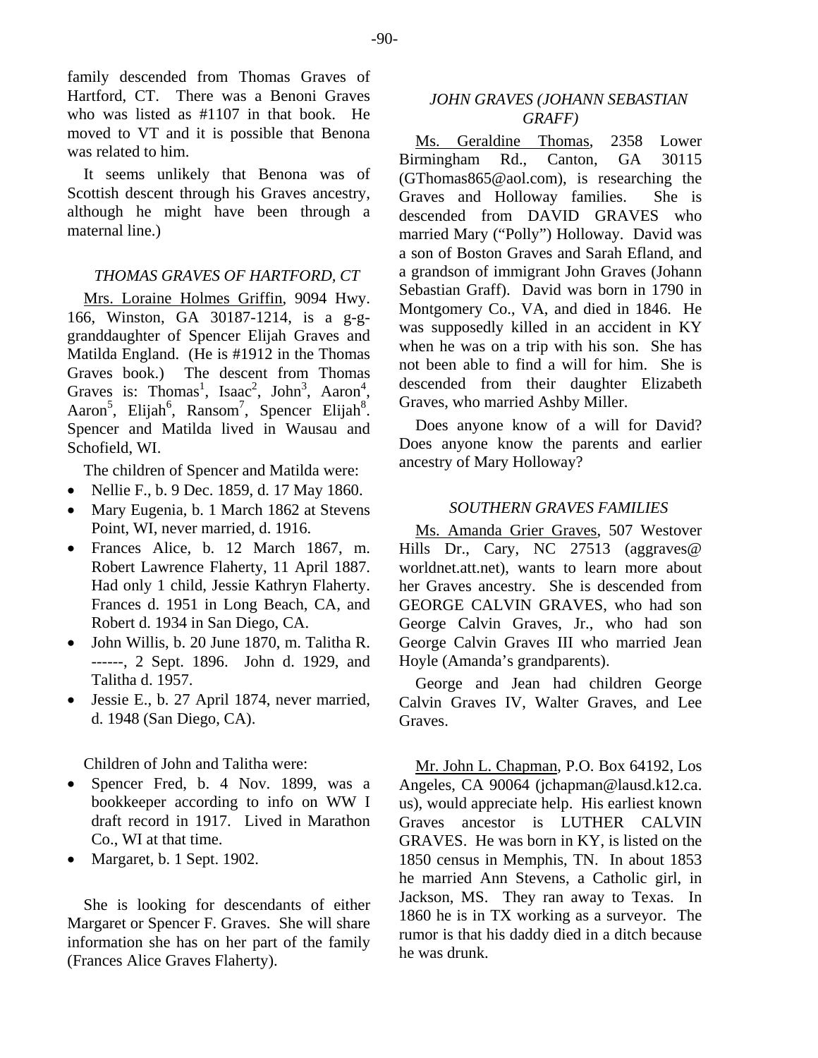family descended from Thomas Graves of Hartford, CT. There was a Benoni Graves who was listed as #1107 in that book. He moved to VT and it is possible that Benona was related to him.

It seems unlikely that Benona was of Scottish descent through his Graves ancestry, although he might have been through a maternal line.)

### *THOMAS GRAVES OF HARTFORD, CT*

Mrs. Loraine Holmes Griffin, 9094 Hwy. 166, Winston, GA 30187-1214, is a g-g-granddaughter of Spencer Elijah Graves and Matilda England. (He is #1912 in the Thomas Graves book.) The descent from Thomas Graves is: Thomas[1], Isaac[2], John[3], Aaron[4], Aaron[5], Elijah[6], Ransom[7], Spencer Elijah[8]. Spencer and Matilda lived in Wausau and Schofield, WI.

The children of Spencer and Matilda were:

- Nellie F., b. 9 Dec. 1859, d. 17 May 1860.
- Mary Eugenia, b. 1 March 1862 at Stevens Point, WI, never married, d. 1916.
- Frances Alice, b. 12 March 1867, m. Robert Lawrence Flaherty, 11 April 1887. Had only 1 child, Jessie Kathryn Flaherty. Frances d. 1951 in Long Beach, CA, and Robert d. 1934 in San Diego, CA.
- John Willis, b. 20 June 1870, m. Talitha R. ------, 2 Sept. 1896. John d. 1929, and Talitha d. 1957.
- Jessie E., b. 27 April 1874, never married, d. 1948 (San Diego, CA).

Children of John and Talitha were:

- Spencer Fred, b. 4 Nov. 1899, was a bookkeeper according to info on WW I draft record in 1917. Lived in Marathon Co., WI at that time.
- Margaret, b. 1 Sept. 1902.

She is looking for descendants of either Margaret or Spencer F. Graves. She will share information she has on her part of the family (Frances Alice Graves Flaherty).

### *JOHN GRAVES (JOHANN SEBASTIAN GRAFF)*

Ms. Geraldine Thomas, 2358 Lower Birmingham Rd., Canton, GA 30115 (GThomas865@aol.com), is researching the Graves and Holloway families. She is descended from DAVID GRAVES who married Mary ("Polly") Holloway. David was a son of Boston Graves and Sarah Efland, and a grandson of immigrant John Graves (Johann Sebastian Graff). David was born in 1790 in Montgomery Co., VA, and died in 1846. He was supposedly killed in an accident in KY when he was on a trip with his son. She has not been able to find a will for him. She is descended from their daughter Elizabeth Graves, who married Ashby Miller.

Does anyone know of a will for David? Does anyone know the parents and earlier ancestry of Mary Holloway?

### *SOUTHERN GRAVES FAMILIES*

Ms. Amanda Grier Graves, 507 Westover Hills Dr., Cary, NC 27513 (aggraves@worldnet.att.net), wants to learn more about her Graves ancestry. She is descended from GEORGE CALVIN GRAVES, who had son George Calvin Graves, Jr., who had son George Calvin Graves III who married Jean Hoyle (Amanda's grandparents).

George and Jean had children George Calvin Graves IV, Walter Graves, and Lee Graves.

Mr. John L. Chapman, P.O. Box 64192, Los Angeles, CA 90064 (jchapman@lausd.k12.ca.us), would appreciate help. His earliest known Graves ancestor is LUTHER CALVIN GRAVES. He was born in KY, is listed on the 1850 census in Memphis, TN. In about 1853 he married Ann Stevens, a Catholic girl, in Jackson, MS. They ran away to Texas. In 1860 he is in TX working as a surveyor. The rumor is that his daddy died in a ditch because he was drunk.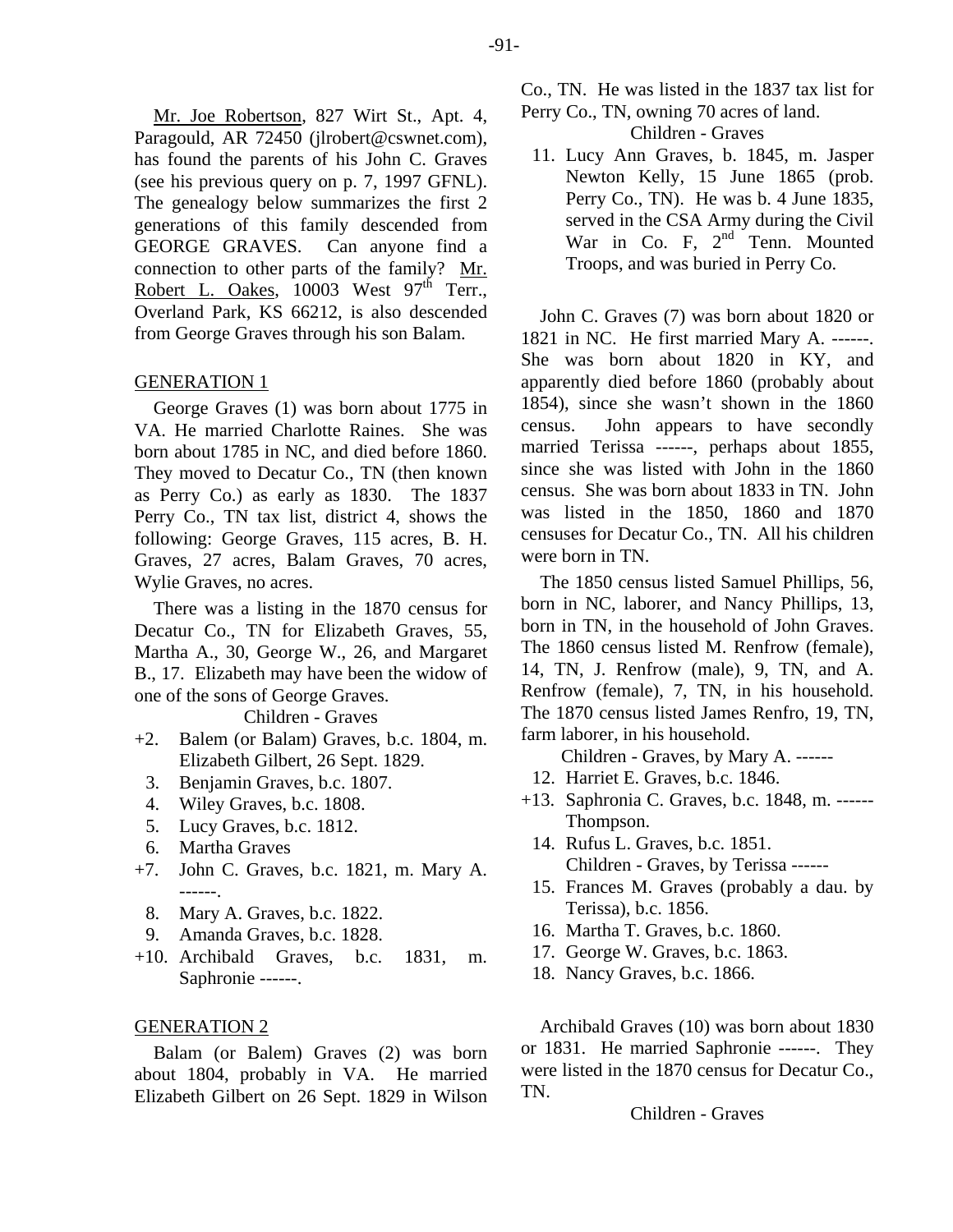Mr. Joe Robertson, 827 Wirt St., Apt. 4, Paragould, AR 72450 (jlrobert@cswnet.com), has found the parents of his John C. Graves (see his previous query on p. 7, 1997 GFNL). The genealogy below summarizes the first 2 generations of this family descended from GEORGE GRAVES. Can anyone find a connection to other parts of the family? Mr. Robert L. Oakes, 10003 West 97th Terr., Overland Park, KS 66212, is also descended from George Graves through his son Balam.

GENERATION 1

George Graves (1) was born about 1775 in VA. He married Charlotte Raines. She was born about 1785 in NC, and died before 1860. They moved to Decatur Co., TN (then known as Perry Co.) as early as 1830. The 1837 Perry Co., TN tax list, district 4, shows the following: George Graves, 115 acres, B. H. Graves, 27 acres, Balam Graves, 70 acres, Wylie Graves, no acres.

There was a listing in the 1870 census for Decatur Co., TN for Elizabeth Graves, 55, Martha A., 30, George W., 26, and Margaret B., 17. Elizabeth may have been the widow of one of the sons of George Graves.

Children - Graves

+2. Balem (or Balam) Graves, b.c. 1804, m. Elizabeth Gilbert, 26 Sept. 1829.
3. Benjamin Graves, b.c. 1807.
4. Wiley Graves, b.c. 1808.
5. Lucy Graves, b.c. 1812.
6. Martha Graves
+7. John C. Graves, b.c. 1821, m. Mary A. ------.
8. Mary A. Graves, b.c. 1822.
9. Amanda Graves, b.c. 1828.
+10. Archibald Graves, b.c. 1831, m. Saphronie ------.

GENERATION 2

Balam (or Balem) Graves (2) was born about 1804, probably in VA. He married Elizabeth Gilbert on 26 Sept. 1829 in Wilson Co., TN. He was listed in the 1837 tax list for Perry Co., TN, owning 70 acres of land.

Children - Graves

11. Lucy Ann Graves, b. 1845, m. Jasper Newton Kelly, 15 June 1865 (prob. Perry Co., TN). He was b. 4 June 1835, served in the CSA Army during the Civil War in Co. F, 2nd Tenn. Mounted Troops, and was buried in Perry Co.

John C. Graves (7) was born about 1820 or 1821 in NC. He first married Mary A. ------. She was born about 1820 in KY, and apparently died before 1860 (probably about 1854), since she wasn't shown in the 1860 census. John appears to have secondly married Terissa ------, perhaps about 1855, since she was listed with John in the 1860 census. She was born about 1833 in TN. John was listed in the 1850, 1860 and 1870 censuses for Decatur Co., TN. All his children were born in TN.

The 1850 census listed Samuel Phillips, 56, born in NC, laborer, and Nancy Phillips, 13, born in TN, in the household of John Graves. The 1860 census listed M. Renfrow (female), 14, TN, J. Renfrow (male), 9, TN, and A. Renfrow (female), 7, TN, in his household. The 1870 census listed James Renfro, 19, TN, farm laborer, in his household.

Children - Graves, by Mary A. ------

12. Harriet E. Graves, b.c. 1846.
+13. Saphronia C. Graves, b.c. 1848, m. ------ Thompson.
14. Rufus L. Graves, b.c. 1851.

Children - Graves, by Terissa ------

15. Frances M. Graves (probably a dau. by Terissa), b.c. 1856.
16. Martha T. Graves, b.c. 1860.
17. George W. Graves, b.c. 1863.
18. Nancy Graves, b.c. 1866.

Archibald Graves (10) was born about 1830 or 1831. He married Saphronie ------. They were listed in the 1870 census for Decatur Co., TN.

Children - Graves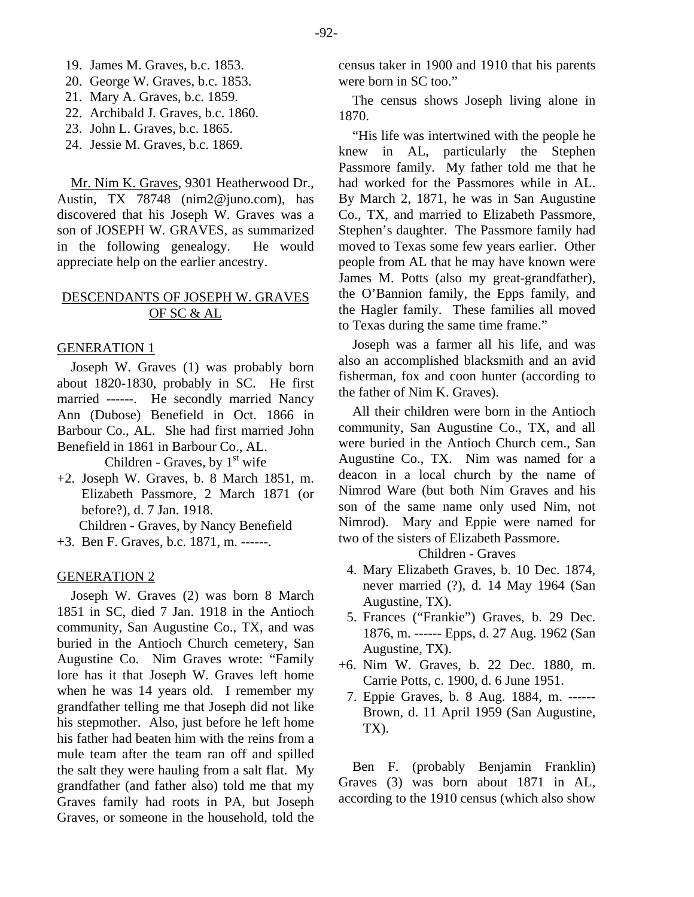19. James M. Graves, b.c. 1853.
20. George W. Graves, b.c. 1853.
21. Mary A. Graves, b.c. 1859.
22. Archibald J. Graves, b.c. 1860.
23. John L. Graves, b.c. 1865.
24. Jessie M. Graves, b.c. 1869.

Mr. Nim K. Graves, 9301 Heatherwood Dr., Austin, TX 78748 (nim2@juno.com), has discovered that his Joseph W. Graves was a son of JOSEPH W. GRAVES, as summarized in the following genealogy. He would appreciate help on the earlier ancestry.

## DESCENDANTS OF JOSEPH W. GRAVES OF SC & AL

### GENERATION 1

Joseph W. Graves (1) was probably born about 1820-1830, probably in SC. He first married ------. He secondly married Nancy Ann (Dubose) Benefield in Oct. 1866 in Barbour Co., AL. She had first married John Benefield in 1861 in Barbour Co., AL.

Children - Graves, by 1st wife

+2. Joseph W. Graves, b. 8 March 1851, m. Elizabeth Passmore, 2 March 1871 (or before?), d. 7 Jan. 1918.

Children - Graves, by Nancy Benefield

+3. Ben F. Graves, b.c. 1871, m. ------.

### GENERATION 2

Joseph W. Graves (2) was born 8 March 1851 in SC, died 7 Jan. 1918 in the Antioch community, San Augustine Co., TX, and was buried in the Antioch Church cemetery, San Augustine Co. Nim Graves wrote: "Family lore has it that Joseph W. Graves left home when he was 14 years old. I remember my grandfather telling me that Joseph did not like his stepmother. Also, just before he left home his father had beaten him with the reins from a mule team after the team ran off and spilled the salt they were hauling from a salt flat. My grandfather (and father also) told me that my Graves family had roots in PA, but Joseph Graves, or someone in the household, told the census taker in 1900 and 1910 that his parents were born in SC too."

The census shows Joseph living alone in 1870.

"His life was intertwined with the people he knew in AL, particularly the Stephen Passmore family. My father told me that he had worked for the Passmores while in AL. By March 2, 1871, he was in San Augustine Co., TX, and married to Elizabeth Passmore, Stephen's daughter. The Passmore family had moved to Texas some few years earlier. Other people from AL that he may have known were James M. Potts (also my great-grandfather), the O'Bannion family, the Epps family, and the Hagler family. These families all moved to Texas during the same time frame."

Joseph was a farmer all his life, and was also an accomplished blacksmith and an avid fisherman, fox and coon hunter (according to the father of Nim K. Graves).

All their children were born in the Antioch community, San Augustine Co., TX, and all were buried in the Antioch Church cem., San Augustine Co., TX. Nim was named for a deacon in a local church by the name of Nimrod Ware (but both Nim Graves and his son of the same name only used Nim, not Nimrod). Mary and Eppie were named for two of the sisters of Elizabeth Passmore.

Children - Graves

4. Mary Elizabeth Graves, b. 10 Dec. 1874, never married (?), d. 14 May 1964 (San Augustine, TX).
5. Frances ("Frankie") Graves, b. 29 Dec. 1876, m. ------ Epps, d. 27 Aug. 1962 (San Augustine, TX).

+6. Nim W. Graves, b. 22 Dec. 1880, m. Carrie Potts, c. 1900, d. 6 June 1951.

7. Eppie Graves, b. 8 Aug. 1884, m. ------ Brown, d. 11 April 1959 (San Augustine, TX).

Ben F. (probably Benjamin Franklin) Graves (3) was born about 1871 in AL, according to the 1910 census (which also show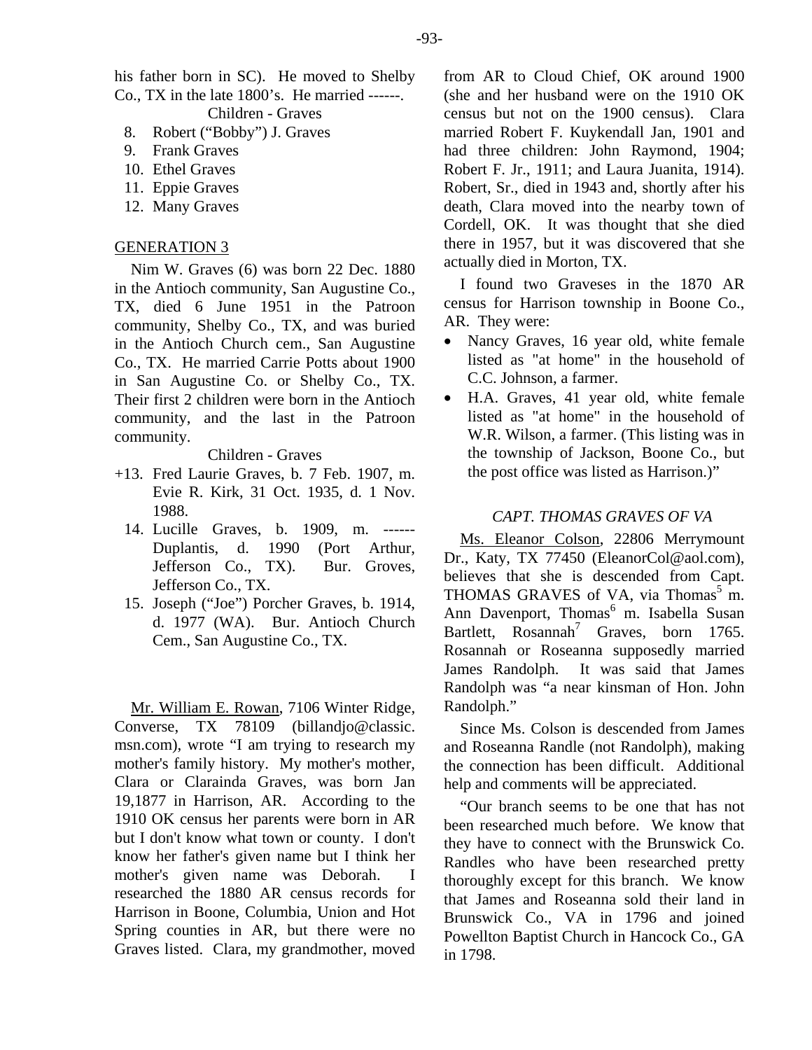his father born in SC). He moved to Shelby Co., TX in the late 1800's. He married ------.

Children - Graves

8. Robert ("Bobby") J. Graves
9. Frank Graves
10. Ethel Graves
11. Eppie Graves
12. Many Graves

GENERATION 3

Nim W. Graves (6) was born 22 Dec. 1880 in the Antioch community, San Augustine Co., TX, died 6 June 1951 in the Patroon community, Shelby Co., TX, and was buried in the Antioch Church cem., San Augustine Co., TX. He married Carrie Potts about 1900 in San Augustine Co. or Shelby Co., TX. Their first 2 children were born in the Antioch community, and the last in the Patroon community.

Children - Graves

+13. Fred Laurie Graves, b. 7 Feb. 1907, m. Evie R. Kirk, 31 Oct. 1935, d. 1 Nov. 1988.
14. Lucille Graves, b. 1909, m. ------ Duplantis, d. 1990 (Port Arthur, Jefferson Co., TX). Bur. Groves, Jefferson Co., TX.
15. Joseph ("Joe") Porcher Graves, b. 1914, d. 1977 (WA). Bur. Antioch Church Cem., San Augustine Co., TX.

Mr. William E. Rowan, 7106 Winter Ridge, Converse, TX 78109 (billandjo@classic.msn.com), wrote "I am trying to research my mother's family history. My mother's mother, Clara or Clarainda Graves, was born Jan 19,1877 in Harrison, AR. According to the 1910 OK census her parents were born in AR but I don't know what town or county. I don't know her father's given name but I think her mother's given name was Deborah. I researched the 1880 AR census records for Harrison in Boone, Columbia, Union and Hot Spring counties in AR, but there were no Graves listed. Clara, my grandmother, moved from AR to Cloud Chief, OK around 1900 (she and her husband were on the 1910 OK census but not on the 1900 census). Clara married Robert F. Kuykendall Jan, 1901 and had three children: John Raymond, 1904; Robert F. Jr., 1911; and Laura Juanita, 1914). Robert, Sr., died in 1943 and, shortly after his death, Clara moved into the nearby town of Cordell, OK. It was thought that she died there in 1957, but it was discovered that she actually died in Morton, TX.

I found two Graveses in the 1870 AR census for Harrison township in Boone Co., AR. They were:

- Nancy Graves, 16 year old, white female listed as "at home" in the household of C.C. Johnson, a farmer.
- H.A. Graves, 41 year old, white female listed as "at home" in the household of W.R. Wilson, a farmer. (This listing was in the township of Jackson, Boone Co., but the post office was listed as Harrison.)"

### *CAPT. THOMAS GRAVES OF VA*

Ms. Eleanor Colson, 22806 Merrymount Dr., Katy, TX 77450 (EleanorCol@aol.com), believes that she is descended from Capt. THOMAS GRAVES of VA, via Thomas[5] m. Ann Davenport, Thomas[6] m. Isabella Susan Bartlett, Rosannah[7] Graves, born 1765. Rosannah or Roseanna supposedly married James Randolph. It was said that James Randolph was "a near kinsman of Hon. John Randolph."

Since Ms. Colson is descended from James and Roseanna Randle (not Randolph), making the connection has been difficult. Additional help and comments will be appreciated.

"Our branch seems to be one that has not been researched much before. We know that they have to connect with the Brunswick Co. Randles who have been researched pretty thoroughly except for this branch. We know that James and Roseanna sold their land in Brunswick Co., VA in 1796 and joined Powellton Baptist Church in Hancock Co., GA in 1798.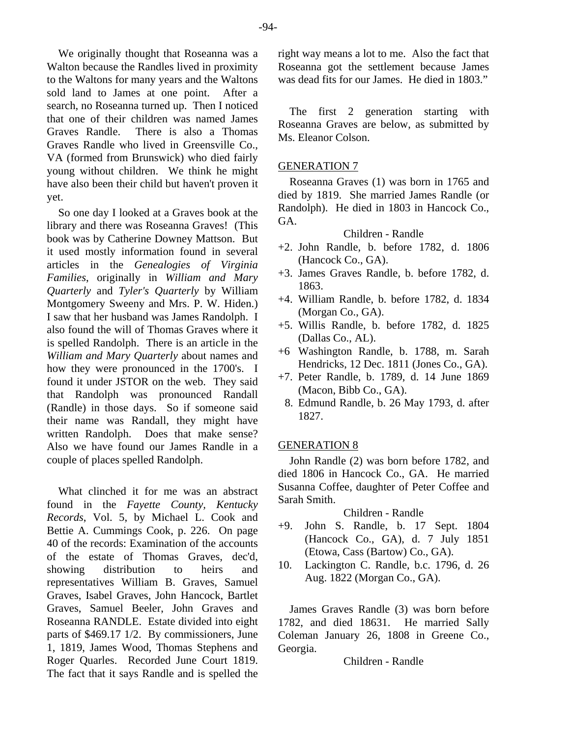We originally thought that Roseanna was a Walton because the Randles lived in proximity to the Waltons for many years and the Waltons sold land to James at one point. After a search, no Roseanna turned up. Then I noticed that one of their children was named James Graves Randle. There is also a Thomas Graves Randle who lived in Greensville Co., VA (formed from Brunswick) who died fairly young without children. We think he might have also been their child but haven't proven it yet.

So one day I looked at a Graves book at the library and there was Roseanna Graves! (This book was by Catherine Downey Mattson. But it used mostly information found in several articles in the *Genealogies of Virginia Families*, originally in *William and Mary Quarterly* and *Tyler's Quarterly* by William Montgomery Sweeny and Mrs. P. W. Hiden.) I saw that her husband was James Randolph. I also found the will of Thomas Graves where it is spelled Randolph. There is an article in the *William and Mary Quarterly* about names and how they were pronounced in the 1700's. I found it under JSTOR on the web. They said that Randolph was pronounced Randall (Randle) in those days. So if someone said their name was Randall, they might have written Randolph. Does that make sense? Also we have found our James Randle in a couple of places spelled Randolph.

What clinched it for me was an abstract found in the *Fayette County, Kentucky Records*, Vol. 5, by Michael L. Cook and Bettie A. Cummings Cook, p. 226. On page 40 of the records: Examination of the accounts of the estate of Thomas Graves, dec'd, showing distribution to heirs and representatives William B. Graves, Samuel Graves, Isabel Graves, John Hancock, Bartlet Graves, Samuel Beeler, John Graves and Roseanna RANDLE. Estate divided into eight parts of $469.17 1/2. By commissioners, June 1, 1819, James Wood, Thomas Stephens and Roger Quarles. Recorded June Court 1819. The fact that it says Randle and is spelled the right way means a lot to me. Also the fact that Roseanna got the settlement because James was dead fits for our James. He died in 1803."

The first 2 generation starting with Roseanna Graves are below, as submitted by Ms. Eleanor Colson.

## GENERATION 7

Roseanna Graves (1) was born in 1765 and died by 1819. She married James Randle (or Randolph). He died in 1803 in Hancock Co., GA.

Children - Randle

+2. John Randle, b. before 1782, d. 1806 (Hancock Co., GA).
+3. James Graves Randle, b. before 1782, d. 1863.
+4. William Randle, b. before 1782, d. 1834 (Morgan Co., GA).
+5. Willis Randle, b. before 1782, d. 1825 (Dallas Co., AL).
+6 Washington Randle, b. 1788, m. Sarah Hendricks, 12 Dec. 1811 (Jones Co., GA).
+7. Peter Randle, b. 1789, d. 14 June 1869 (Macon, Bibb Co., GA).
8. Edmund Randle, b. 26 May 1793, d. after 1827.

## GENERATION 8

John Randle (2) was born before 1782, and died 1806 in Hancock Co., GA. He married Susanna Coffee, daughter of Peter Coffee and Sarah Smith.

Children - Randle

+9. John S. Randle, b. 17 Sept. 1804 (Hancock Co., GA), d. 7 July 1851 (Etowa, Cass (Bartow) Co., GA).
10. Lackington C. Randle, b.c. 1796, d. 26 Aug. 1822 (Morgan Co., GA).

James Graves Randle (3) was born before 1782, and died 18631. He married Sally Coleman January 26, 1808 in Greene Co., Georgia.

Children - Randle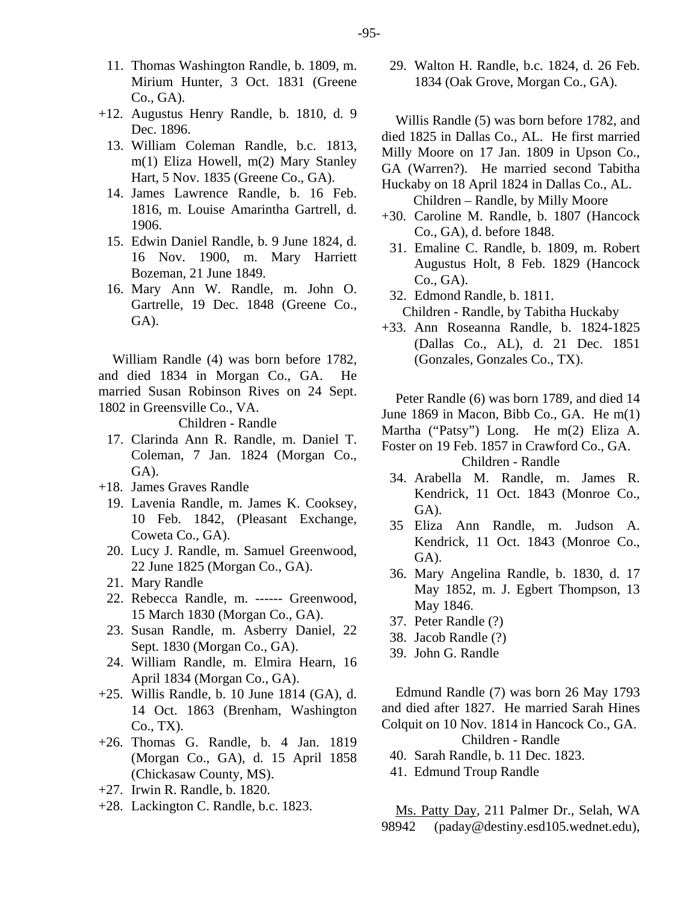11. Thomas Washington Randle, b. 1809, m. Mirium Hunter, 3 Oct. 1831 (Greene Co., GA).

+12. Augustus Henry Randle, b. 1810, d. 9 Dec. 1896.

13. William Coleman Randle, b.c. 1813, m(1) Eliza Howell, m(2) Mary Stanley Hart, 5 Nov. 1835 (Greene Co., GA).

14. James Lawrence Randle, b. 16 Feb. 1816, m. Louise Amarintha Gartrell, d. 1906.

15. Edwin Daniel Randle, b. 9 June 1824, d. 16 Nov. 1900, m. Mary Harriett Bozeman, 21 June 1849.

16. Mary Ann W. Randle, m. John O. Gartrelle, 19 Dec. 1848 (Greene Co., GA).

William Randle (4) was born before 1782, and died 1834 in Morgan Co., GA. He married Susan Robinson Rives on 24 Sept. 1802 in Greensville Co., VA.

Children - Randle

17. Clarinda Ann R. Randle, m. Daniel T. Coleman, 7 Jan. 1824 (Morgan Co., GA).

+18. James Graves Randle

19. Lavenia Randle, m. James K. Cooksey, 10 Feb. 1842, (Pleasant Exchange, Coweta Co., GA).

20. Lucy J. Randle, m. Samuel Greenwood, 22 June 1825 (Morgan Co., GA).

21. Mary Randle

22. Rebecca Randle, m. ------ Greenwood, 15 March 1830 (Morgan Co., GA).

23. Susan Randle, m. Asberry Daniel, 22 Sept. 1830 (Morgan Co., GA).

24. William Randle, m. Elmira Hearn, 16 April 1834 (Morgan Co., GA).

+25. Willis Randle, b. 10 June 1814 (GA), d. 14 Oct. 1863 (Brenham, Washington Co., TX).

+26. Thomas G. Randle, b. 4 Jan. 1819 (Morgan Co., GA), d. 15 April 1858 (Chickasaw County, MS).

+27. Irwin R. Randle, b. 1820.

+28. Lackington C. Randle, b.c. 1823.

29. Walton H. Randle, b.c. 1824, d. 26 Feb. 1834 (Oak Grove, Morgan Co., GA).

Willis Randle (5) was born before 1782, and died 1825 in Dallas Co., AL. He first married Milly Moore on 17 Jan. 1809 in Upson Co., GA (Warren?). He married second Tabitha Huckaby on 18 April 1824 in Dallas Co., AL.

Children – Randle, by Milly Moore

+30. Caroline M. Randle, b. 1807 (Hancock Co., GA), d. before 1848.

31. Emaline C. Randle, b. 1809, m. Robert Augustus Holt, 8 Feb. 1829 (Hancock Co., GA).

32. Edmond Randle, b. 1811.

Children - Randle, by Tabitha Huckaby

+33. Ann Roseanna Randle, b. 1824-1825 (Dallas Co., AL), d. 21 Dec. 1851 (Gonzales, Gonzales Co., TX).

Peter Randle (6) was born 1789, and died 14 June 1869 in Macon, Bibb Co., GA. He m(1) Martha ("Patsy") Long. He m(2) Eliza A. Foster on 19 Feb. 1857 in Crawford Co., GA.

Children - Randle

34. Arabella M. Randle, m. James R. Kendrick, 11 Oct. 1843 (Monroe Co., GA).

35 Eliza Ann Randle, m. Judson A. Kendrick, 11 Oct. 1843 (Monroe Co., GA).

36. Mary Angelina Randle, b. 1830, d. 17 May 1852, m. J. Egbert Thompson, 13 May 1846.

37. Peter Randle (?)

38. Jacob Randle (?)

39. John G. Randle

Edmund Randle (7) was born 26 May 1793 and died after 1827. He married Sarah Hines Colquit on 10 Nov. 1814 in Hancock Co., GA.

Children - Randle

40. Sarah Randle, b. 11 Dec. 1823.

41. Edmund Troup Randle

Ms. Patty Day, 211 Palmer Dr., Selah, WA 98942 (paday@destiny.esd105.wednet.edu),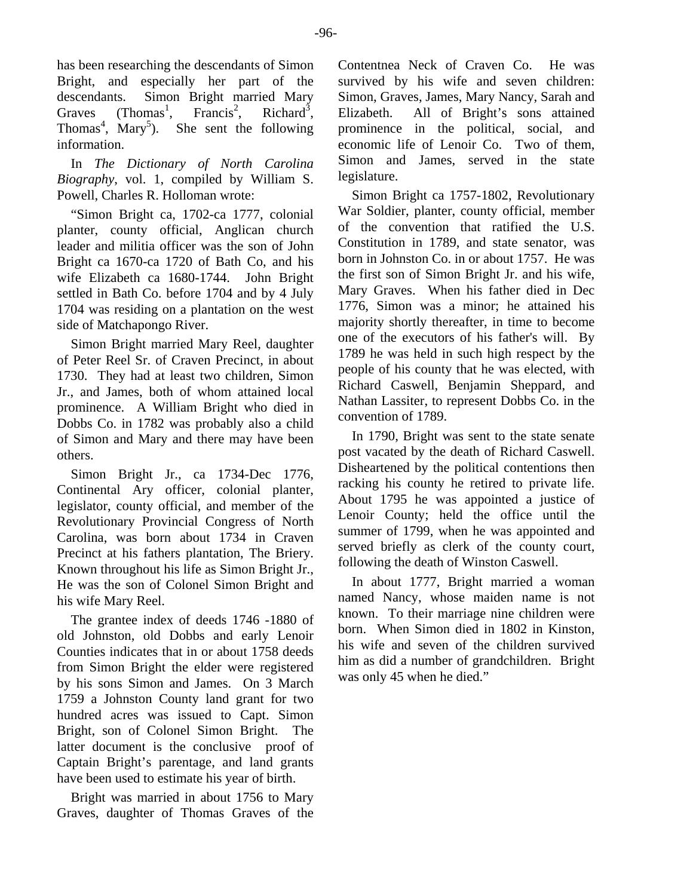has been researching the descendants of Simon Bright, and especially her part of the descendants. Simon Bright married Mary Graves (Thomas[1], Francis[2], Richard[3], Thomas[4], Mary[5]). She sent the following information.

In *The Dictionary of North Carolina Biography*, vol. 1, compiled by William S. Powell, Charles R. Holloman wrote:

"Simon Bright ca, 1702-ca 1777, colonial planter, county official, Anglican church leader and militia officer was the son of John Bright ca 1670-ca 1720 of Bath Co, and his wife Elizabeth ca 1680-1744. John Bright settled in Bath Co. before 1704 and by 4 July 1704 was residing on a plantation on the west side of Matchapongo River.

Simon Bright married Mary Reel, daughter of Peter Reel Sr. of Craven Precinct, in about 1730. They had at least two children, Simon Jr., and James, both of whom attained local prominence. A William Bright who died in Dobbs Co. in 1782 was probably also a child of Simon and Mary and there may have been others.

Simon Bright Jr., ca 1734-Dec 1776, Continental Ary officer, colonial planter, legislator, county official, and member of the Revolutionary Provincial Congress of North Carolina, was born about 1734 in Craven Precinct at his fathers plantation, The Briery. Known throughout his life as Simon Bright Jr., He was the son of Colonel Simon Bright and his wife Mary Reel.

The grantee index of deeds 1746 -1880 of old Johnston, old Dobbs and early Lenoir Counties indicates that in or about 1758 deeds from Simon Bright the elder were registered by his sons Simon and James. On 3 March 1759 a Johnston County land grant for two hundred acres was issued to Capt. Simon Bright, son of Colonel Simon Bright. The latter document is the conclusive proof of Captain Bright's parentage, and land grants have been used to estimate his year of birth.

Bright was married in about 1756 to Mary Graves, daughter of Thomas Graves of the Contentnea Neck of Craven Co. He was survived by his wife and seven children: Simon, Graves, James, Mary Nancy, Sarah and Elizabeth. All of Bright's sons attained prominence in the political, social, and economic life of Lenoir Co. Two of them, Simon and James, served in the state legislature.

Simon Bright ca 1757-1802, Revolutionary War Soldier, planter, county official, member of the convention that ratified the U.S. Constitution in 1789, and state senator, was born in Johnston Co. in or about 1757. He was the first son of Simon Bright Jr. and his wife, Mary Graves. When his father died in Dec 1776, Simon was a minor; he attained his majority shortly thereafter, in time to become one of the executors of his father's will. By 1789 he was held in such high respect by the people of his county that he was elected, with Richard Caswell, Benjamin Sheppard, and Nathan Lassiter, to represent Dobbs Co. in the convention of 1789.

In 1790, Bright was sent to the state senate post vacated by the death of Richard Caswell. Disheartened by the political contentions then racking his county he retired to private life. About 1795 he was appointed a justice of Lenoir County; held the office until the summer of 1799, when he was appointed and served briefly as clerk of the county court, following the death of Winston Caswell.

In about 1777, Bright married a woman named Nancy, whose maiden name is not known. To their marriage nine children were born. When Simon died in 1802 in Kinston, his wife and seven of the children survived him as did a number of grandchildren. Bright was only 45 when he died."